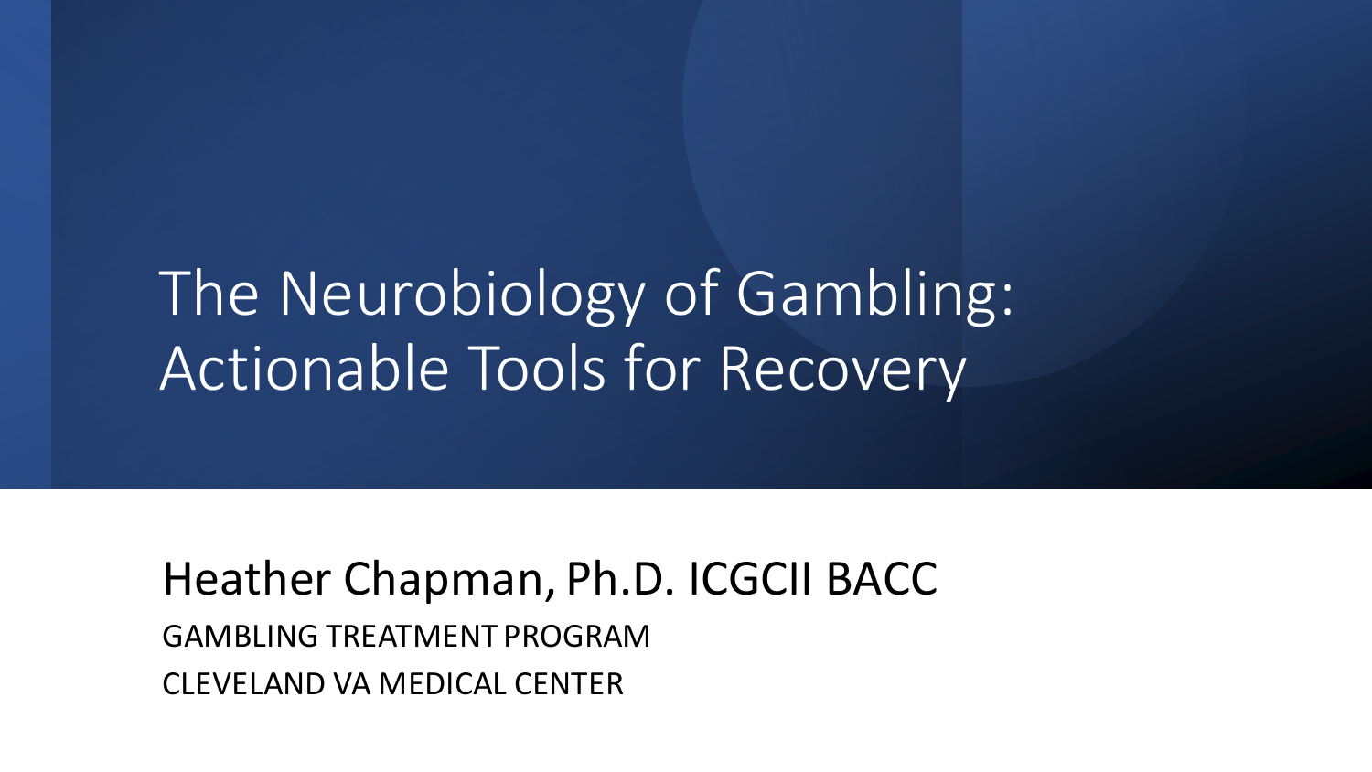# The Neurobiology of Gambling: Actionable Tools for Recovery

Heather Chapman, Ph.D. ICGCII BACC

GAMBLING TREATMENT PROGRAM

CLEVELAND VA MEDICAL CENTER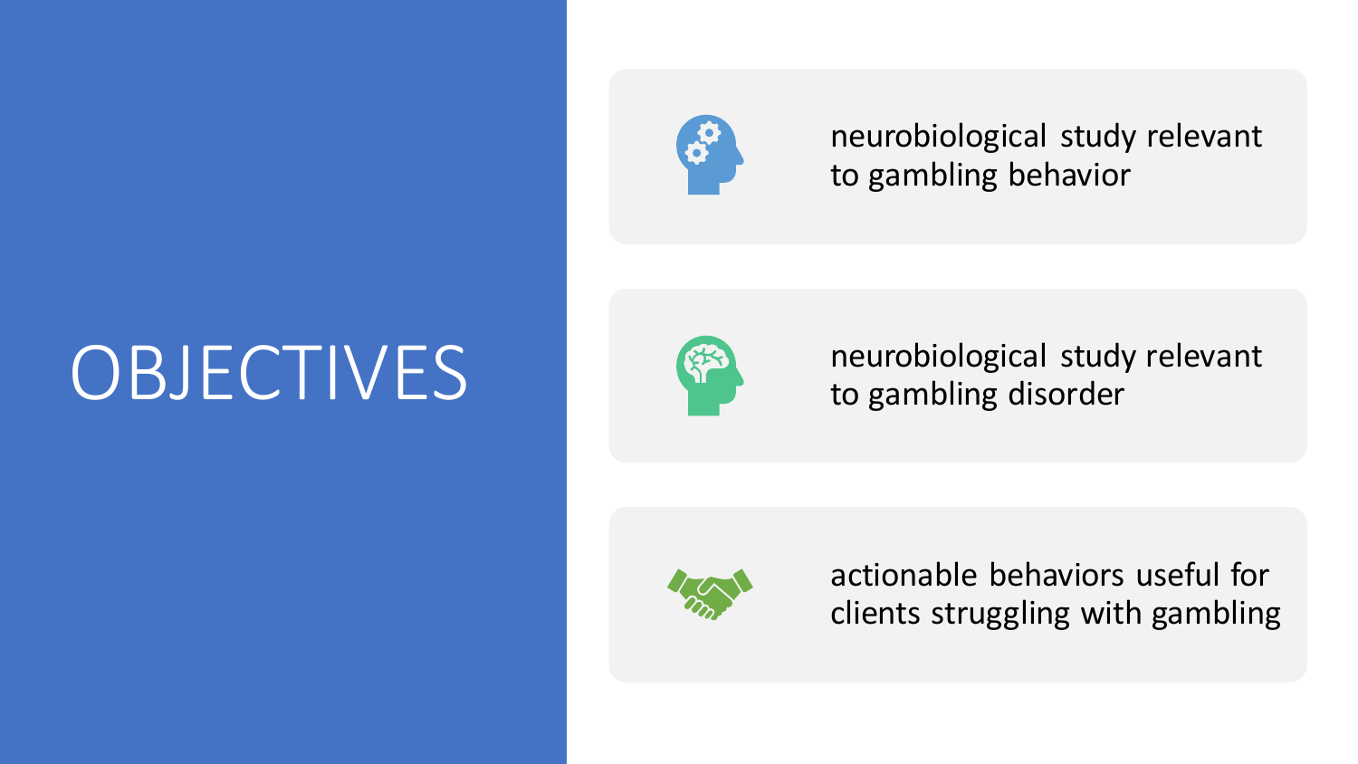# OBJECTIVES

- neurobiological study relevant to gambling behavior
- neurobiological study relevant to gambling disorder
- actionable behaviors useful for clients struggling with gambling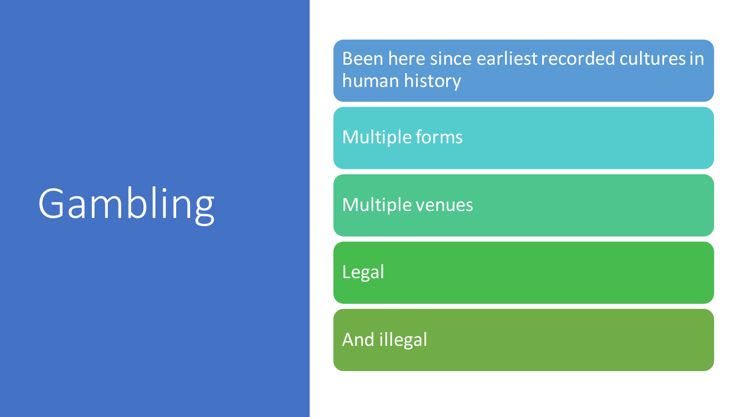# Gambling

- Been here since earliest recorded cultures in human history
- Multiple forms
- Multiple venues
- Legal
- And illegal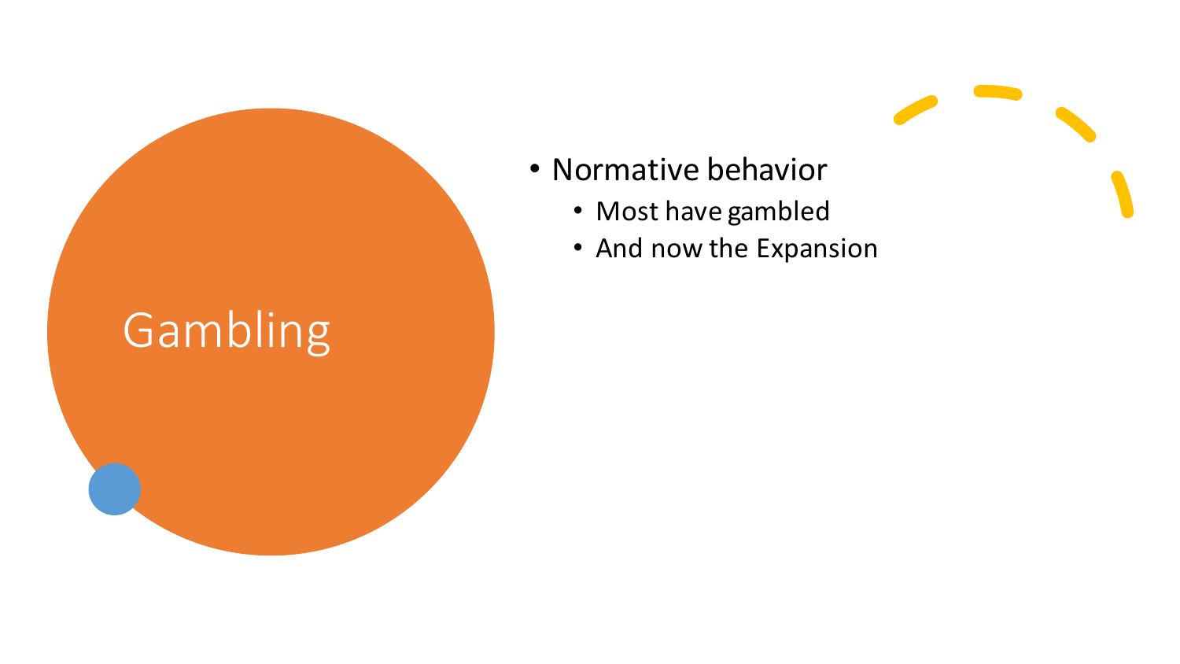# Gambling

- Normative behavior
  - Most have gambled
  - And now the Expansion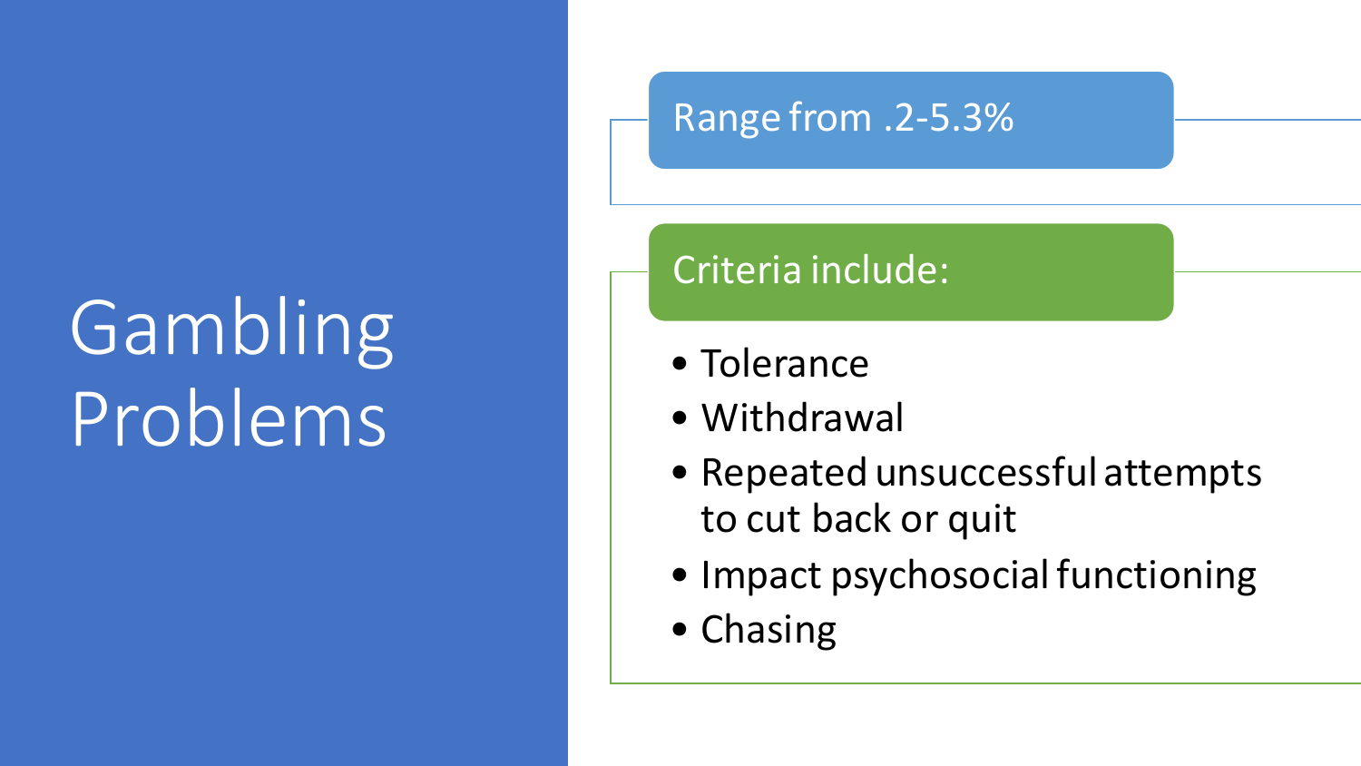# Gambling Problems

Range from .2-5.3%

Criteria include:

- Tolerance
- Withdrawal
- Repeated unsuccessful attempts to cut back or quit
- Impact psychosocial functioning
- Chasing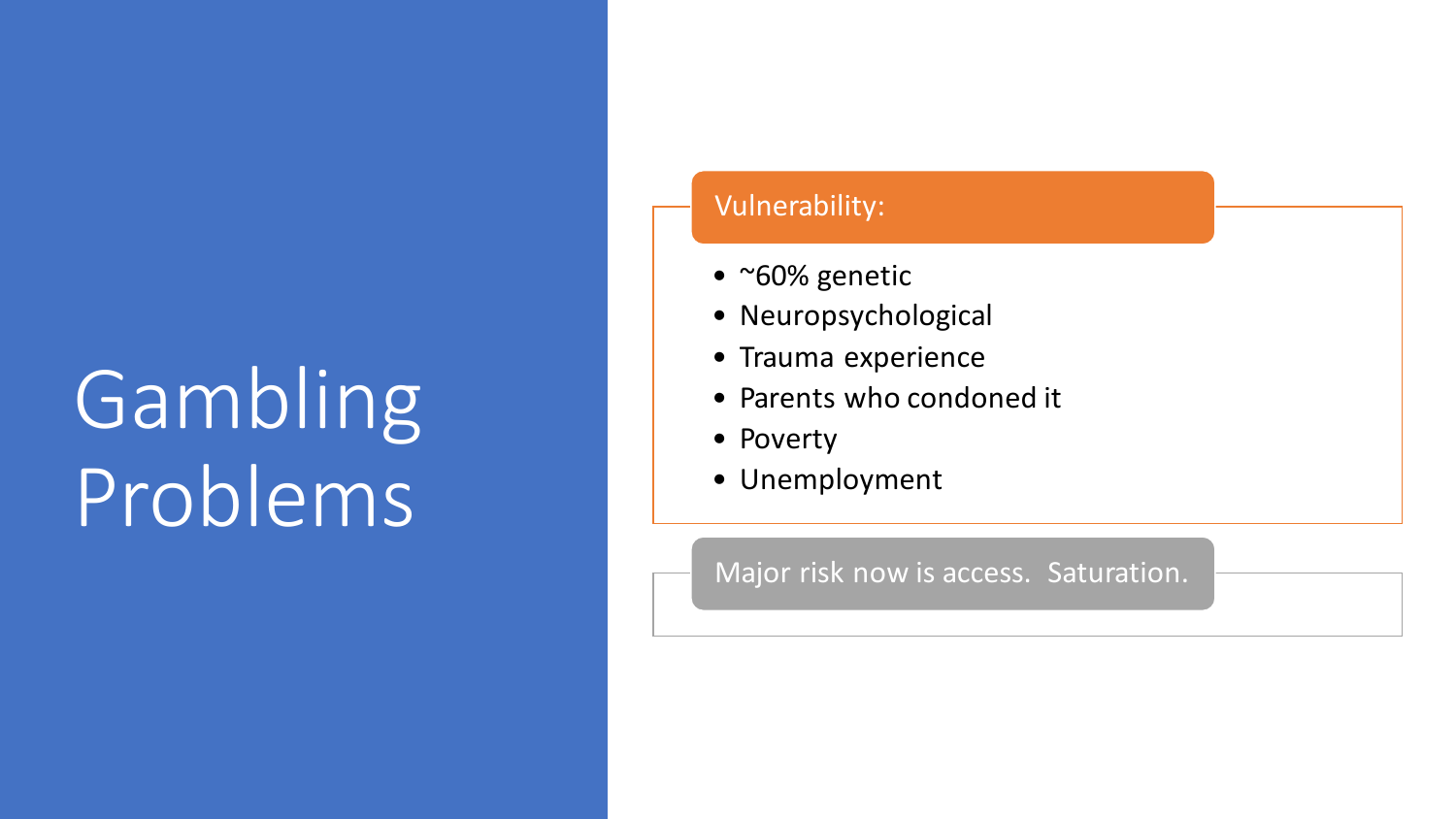# Gambling Problems

**Vulnerability:**

- ~60% genetic
- Neuropsychological
- Trauma experience
- Parents who condoned it
- Poverty
- Unemployment

Major risk now is access. Saturation.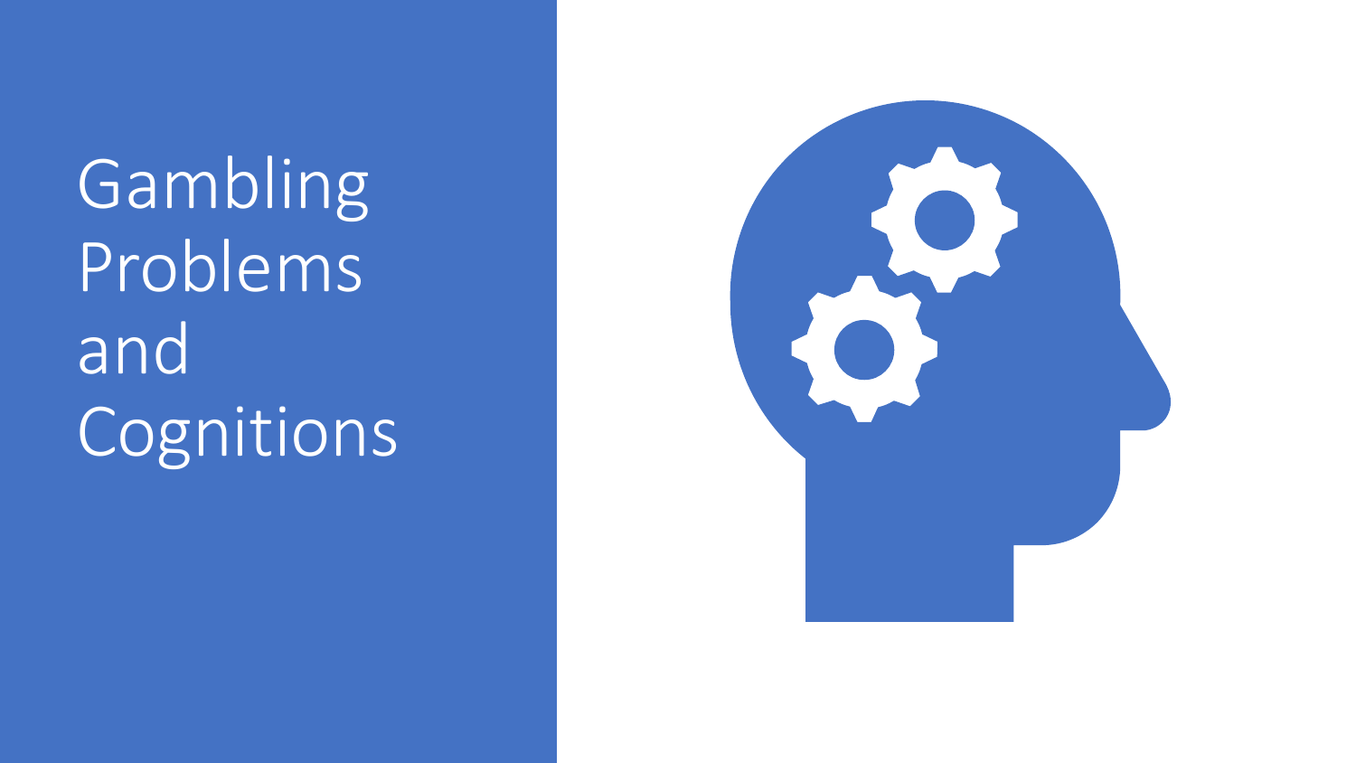# Gambling Problems and Cognitions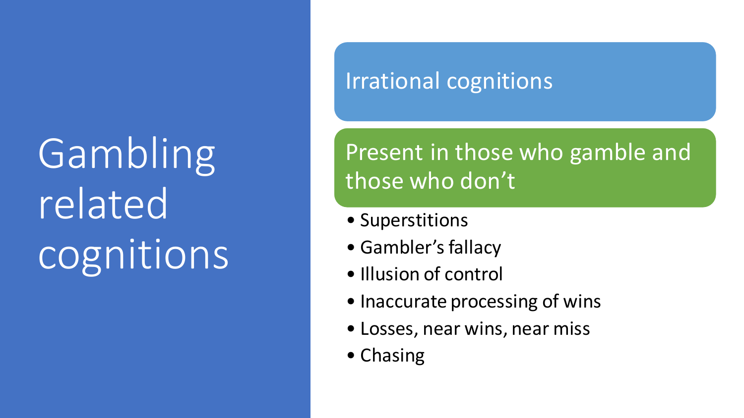# Gambling related cognitions

## Irrational cognitions

## Present in those who gamble and those who don't

- Superstitions
- Gambler's fallacy
- Illusion of control
- Inaccurate processing of wins
- Losses, near wins, near miss
- Chasing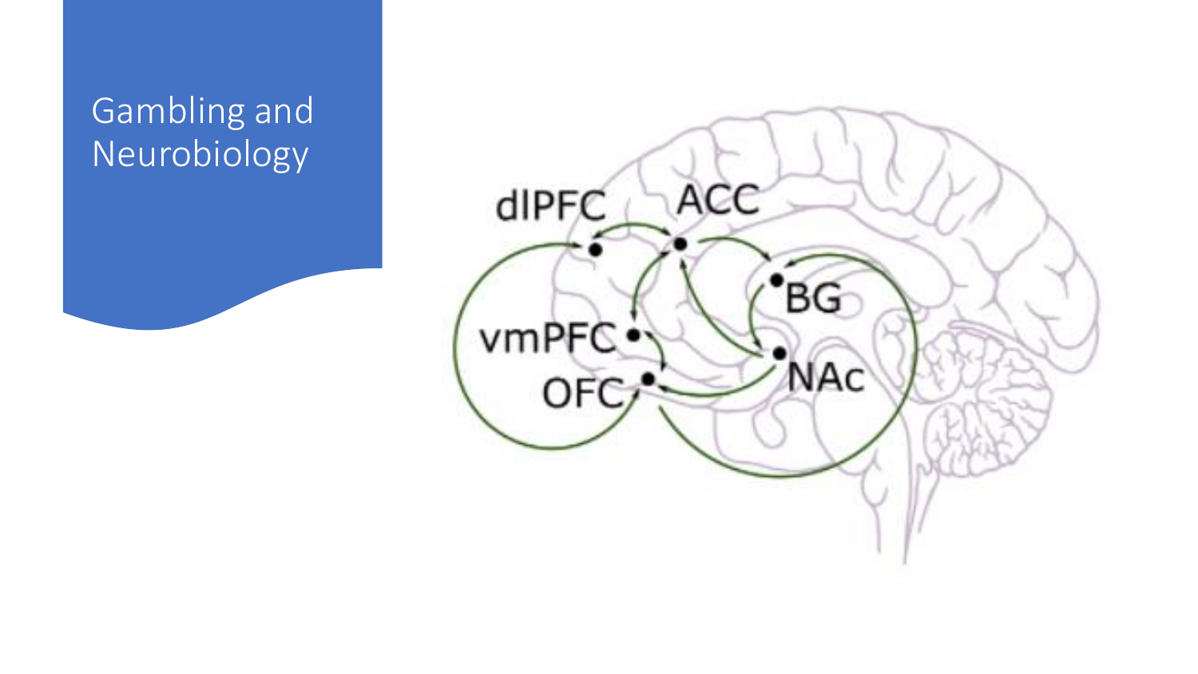# Gambling and Neurobiology

dlPFC

ACC

vmPFC

OFC

BG

NAc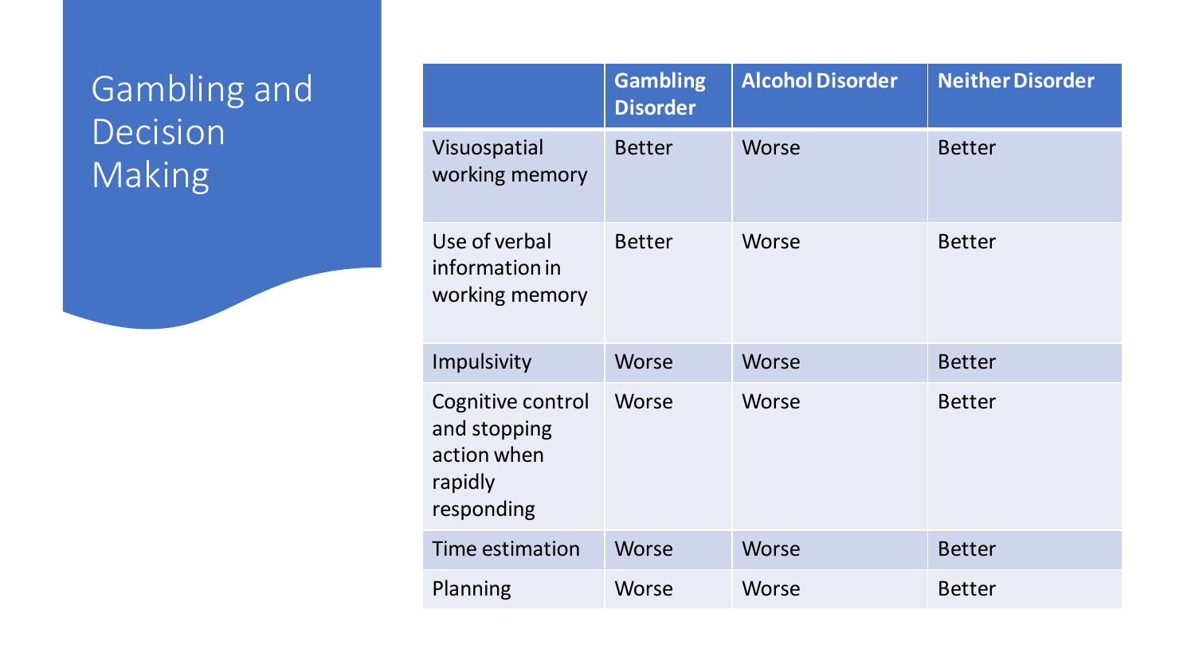# Gambling and Decision Making

| | Gambling Disorder | Alcohol Disorder | Neither Disorder |
| --- | --- | --- | --- |
| Visuospatial working memory | Better | Worse | Better |
| Use of verbal information in working memory | Better | Worse | Better |
| Impulsivity | Worse | Worse | Better |
| Cognitive control and stopping action when rapidly responding | Worse | Worse | Better |
| Time estimation | Worse | Worse | Better |
| Planning | Worse | Worse | Better |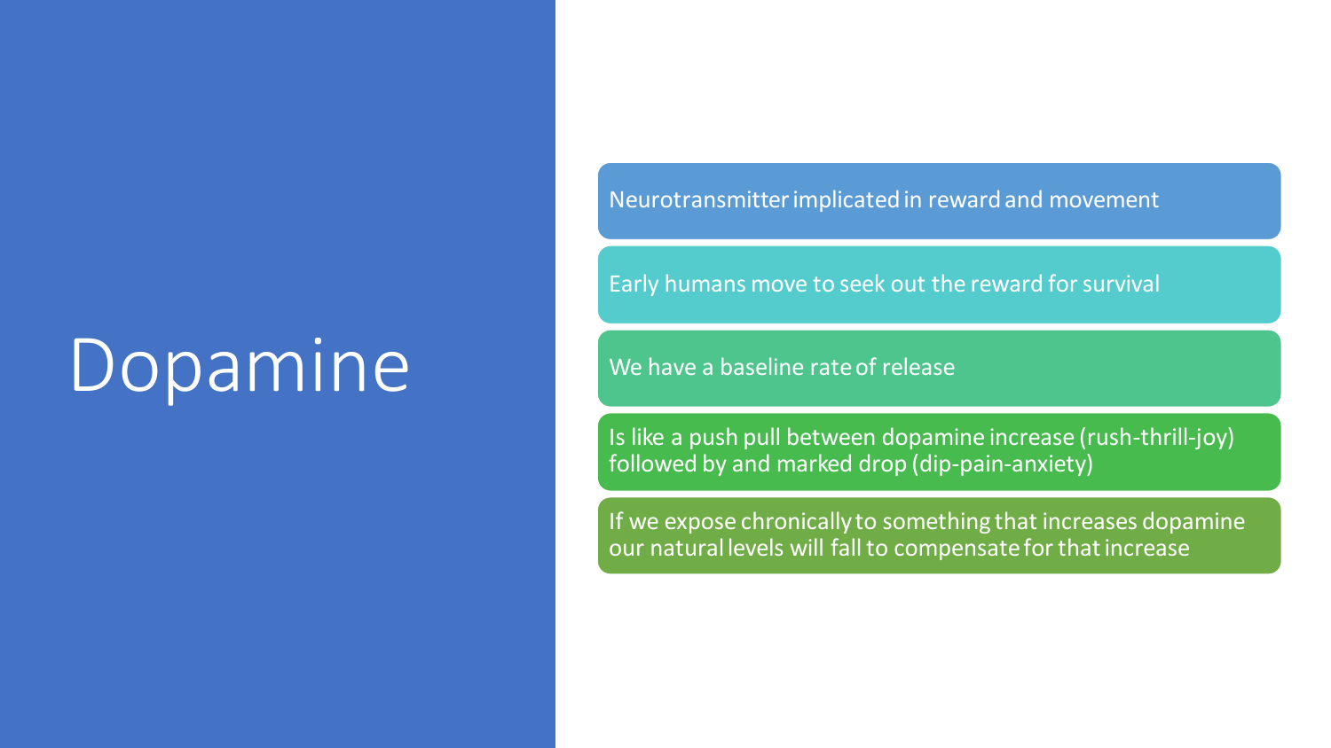# Dopamine

- Neurotransmitter implicated in reward and movement
- Early humans move to seek out the reward for survival
- We have a baseline rate of release
- Is like a push pull between dopamine increase (rush-thrill-joy) followed by and marked drop (dip-pain-anxiety)
- If we expose chronically to something that increases dopamine our natural levels will fall to compensate for that increase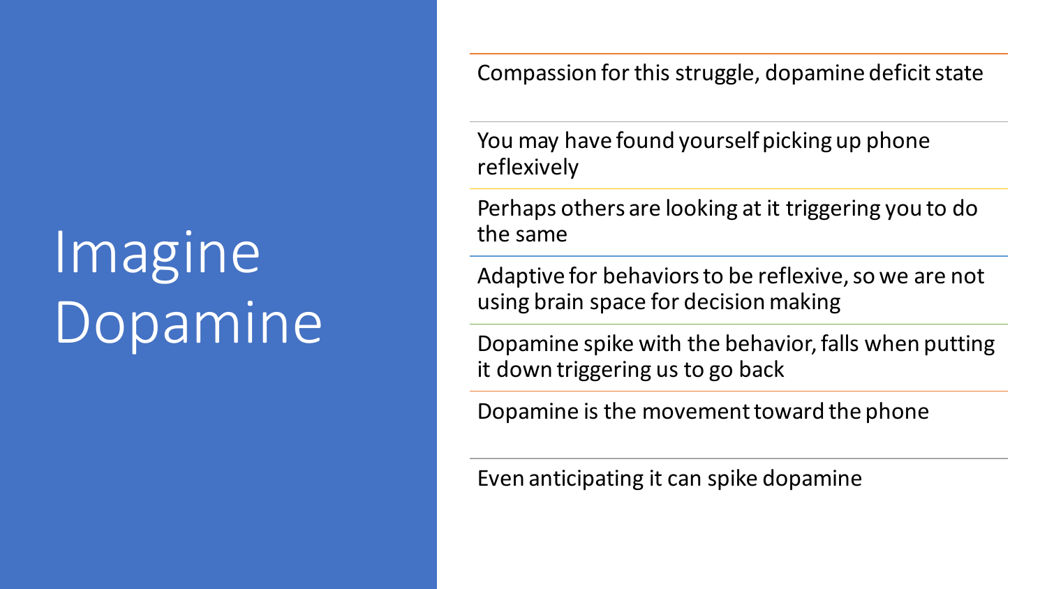# Imagine Dopamine

- Compassion for this struggle, dopamine deficit state
- You may have found yourself picking up phone reflexively
- Perhaps others are looking at it triggering you to do the same
- Adaptive for behaviors to be reflexive, so we are not using brain space for decision making
- Dopamine spike with the behavior, falls when putting it down triggering us to go back
- Dopamine is the movement toward the phone
- Even anticipating it can spike dopamine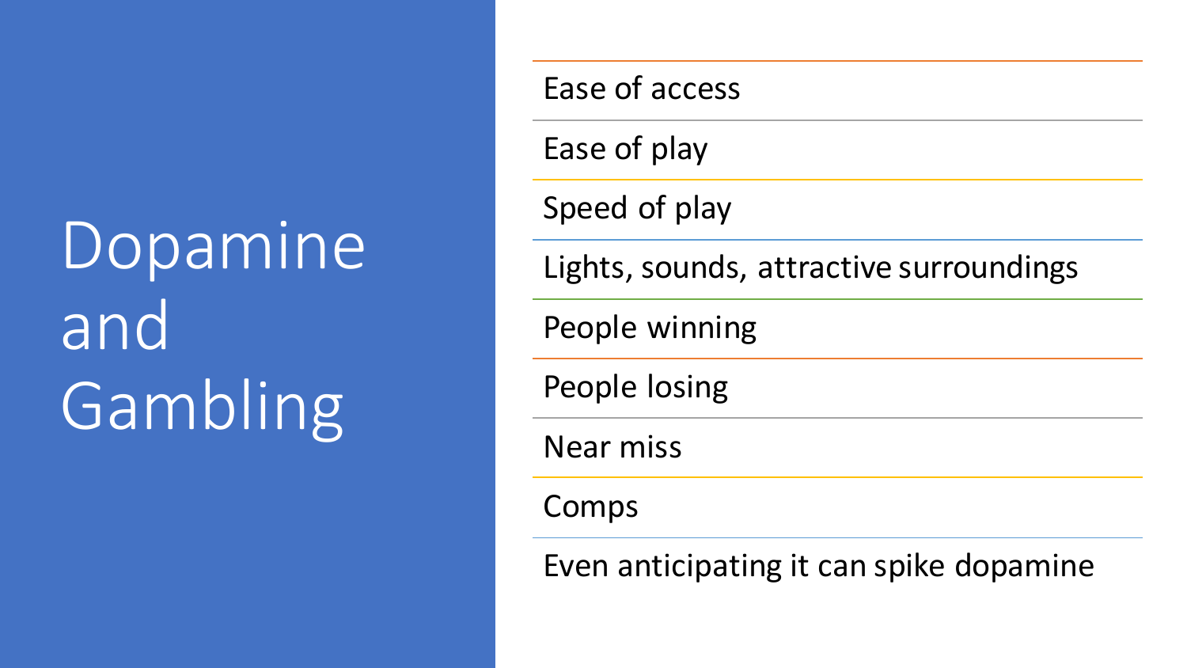# Dopamine and Gambling

- Ease of access
- Ease of play
- Speed of play
- Lights, sounds, attractive surroundings
- People winning
- People losing
- Near miss
- Comps
- Even anticipating it can spike dopamine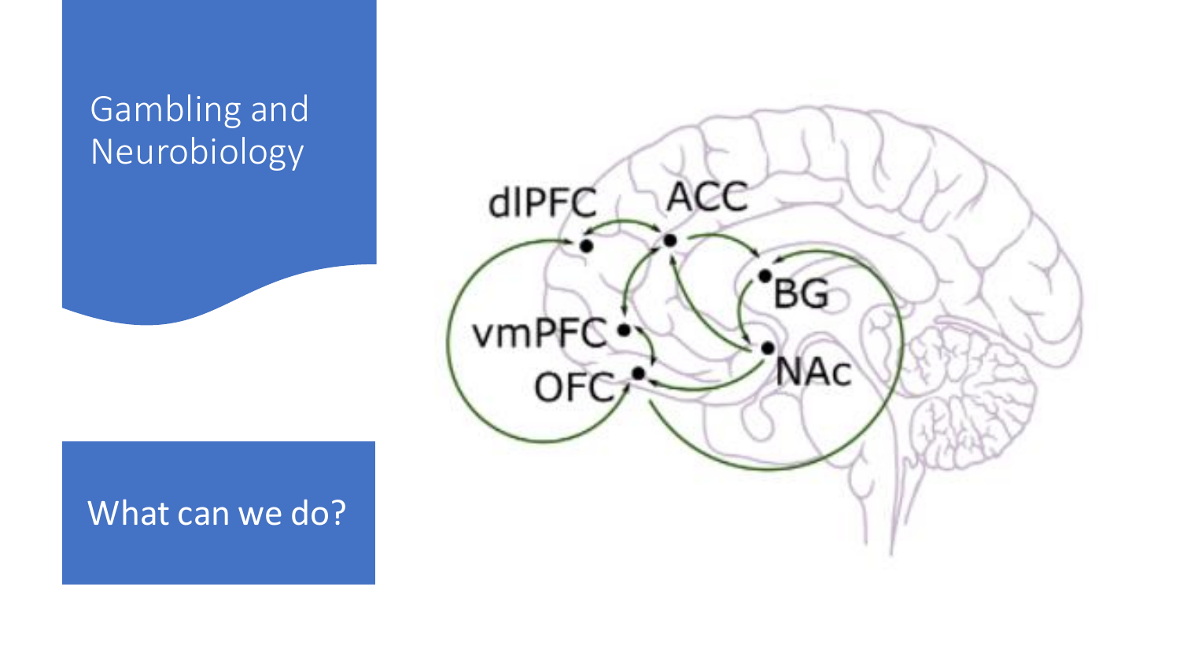# Gambling and Neurobiology

What can we do?

dlPFC

ACC

vmPFC

OFC

BG

NAc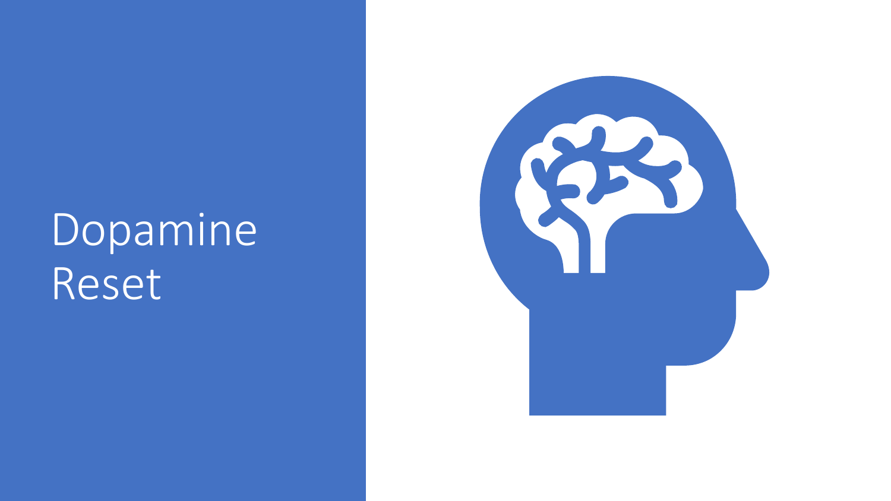# Dopamine Reset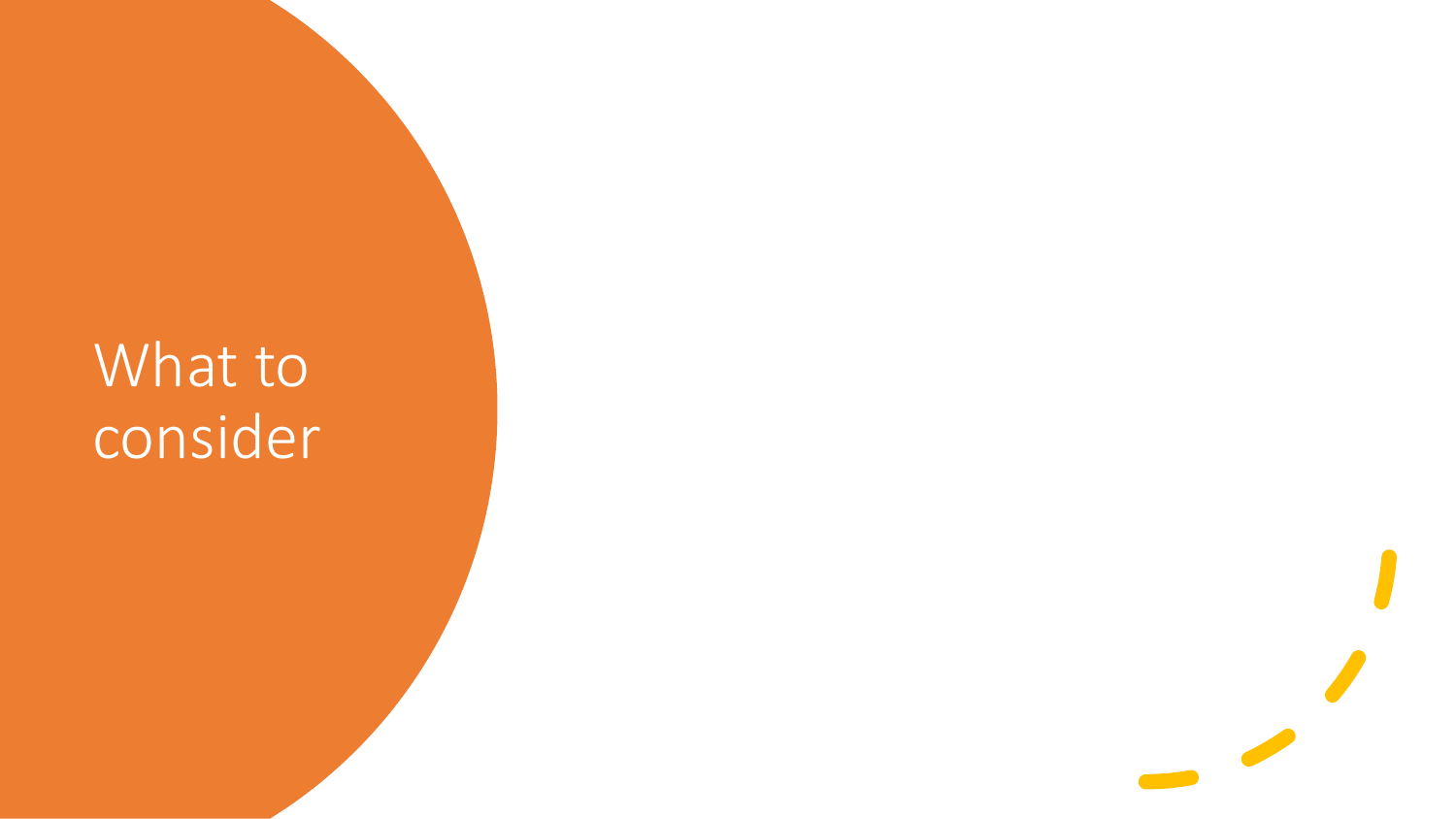# What to consider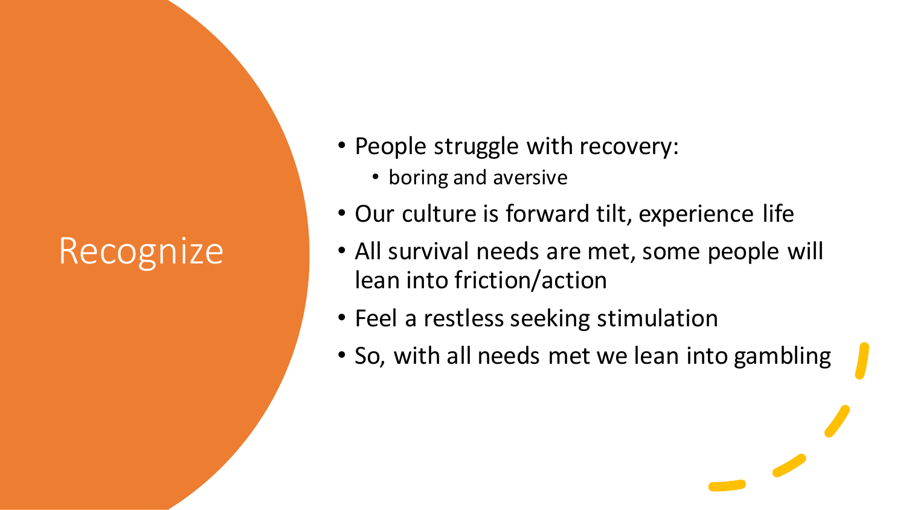# Recognize

- People struggle with recovery:
  - boring and aversive
- Our culture is forward tilt, experience life
- All survival needs are met, some people will lean into friction/action
- Feel a restless seeking stimulation
- So, with all needs met we lean into gambling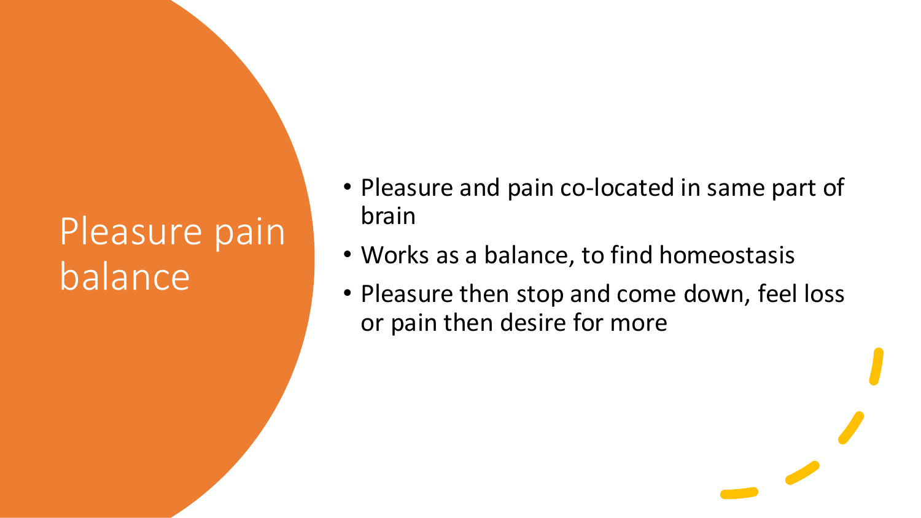# Pleasure pain balance

- Pleasure and pain co-located in same part of brain
- Works as a balance, to find homeostasis
- Pleasure then stop and come down, feel loss or pain then desire for more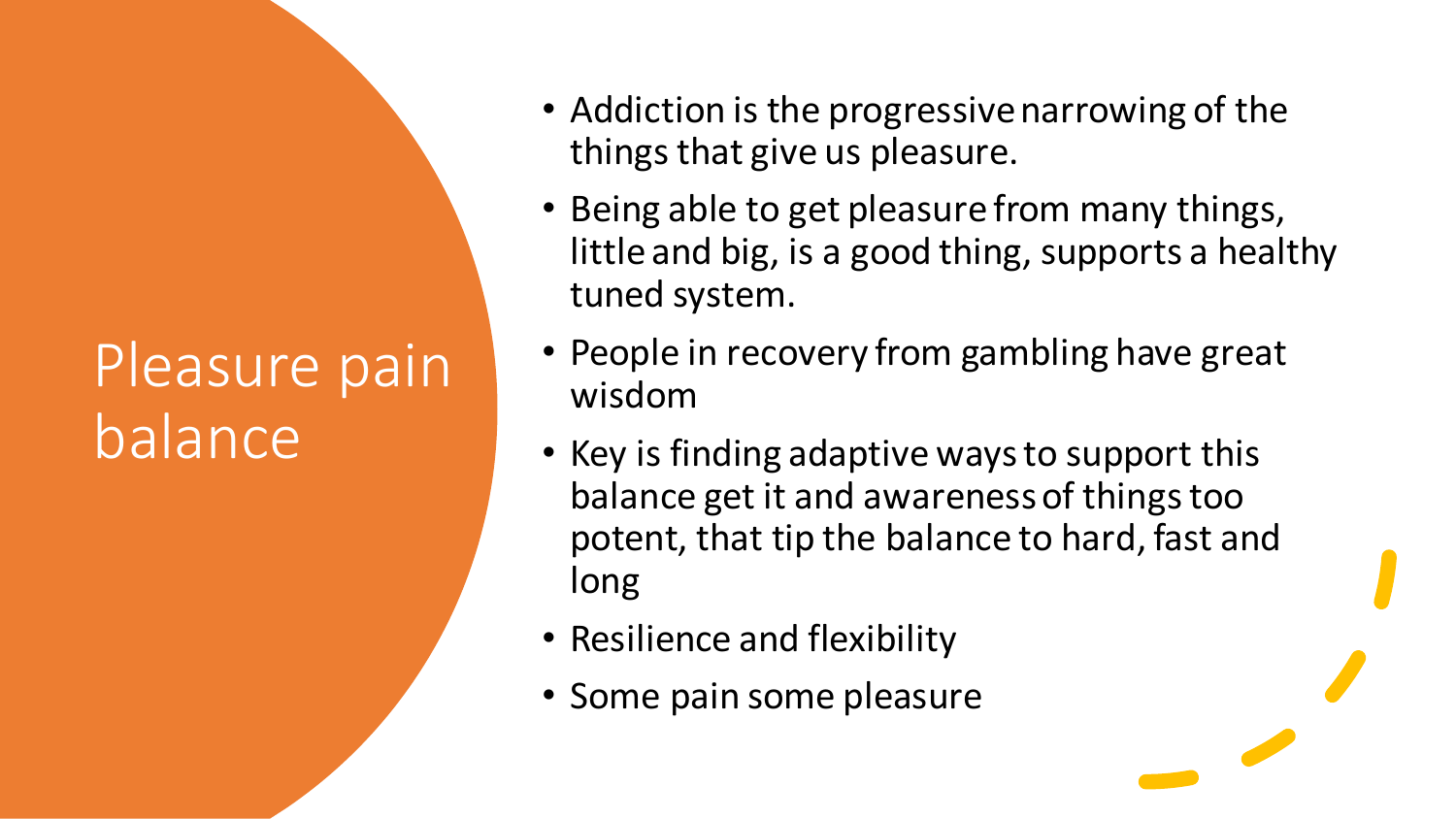# Pleasure pain balance

- Addiction is the progressive narrowing of the things that give us pleasure.
- Being able to get pleasure from many things, little and big, is a good thing, supports a healthy tuned system.
- People in recovery from gambling have great wisdom
- Key is finding adaptive ways to support this balance get it and awareness of things too potent, that tip the balance to hard, fast and long
- Resilience and flexibility
- Some pain some pleasure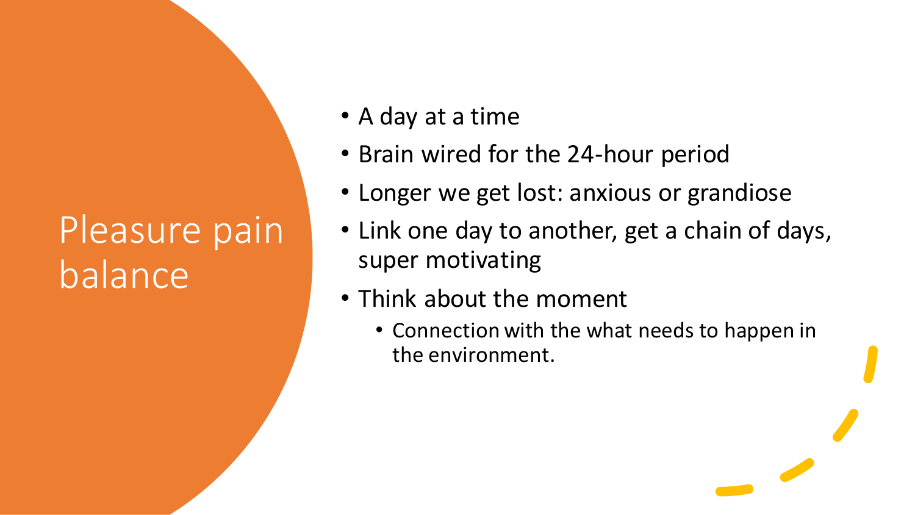# Pleasure pain balance

- A day at a time
- Brain wired for the 24-hour period
- Longer we get lost: anxious or grandiose
- Link one day to another, get a chain of days, super motivating
- Think about the moment
  - Connection with the what needs to happen in the environment.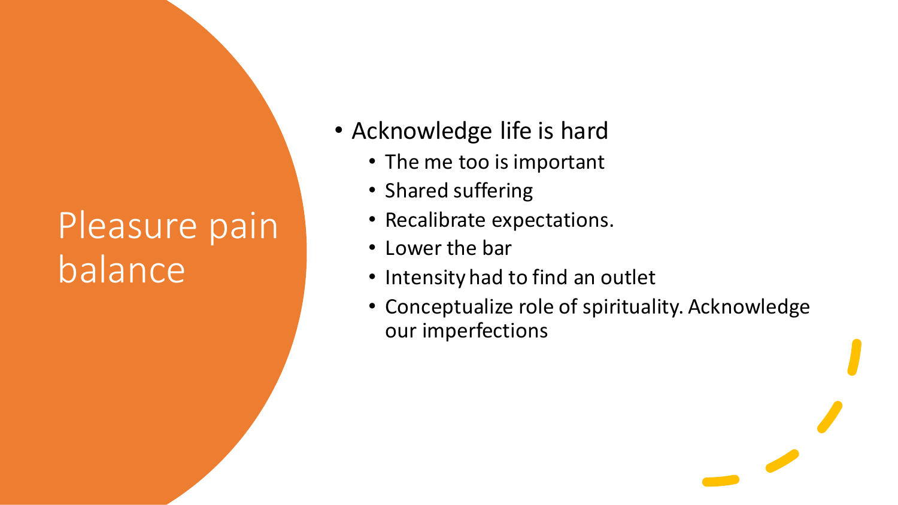# Pleasure pain balance

- Acknowledge life is hard
  - The me too is important
  - Shared suffering
  - Recalibrate expectations.
  - Lower the bar
  - Intensity had to find an outlet
  - Conceptualize role of spirituality. Acknowledge our imperfections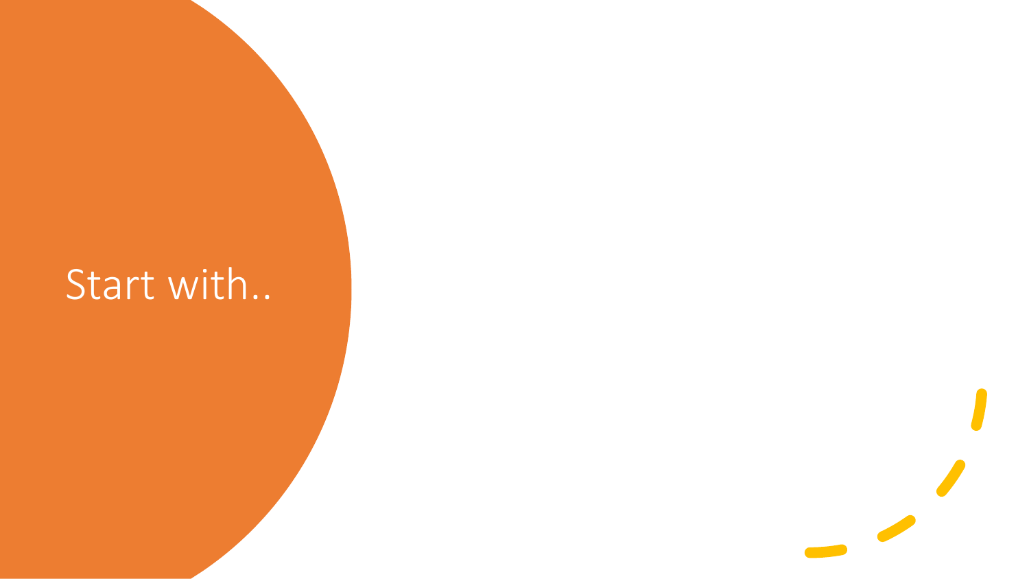# Start with..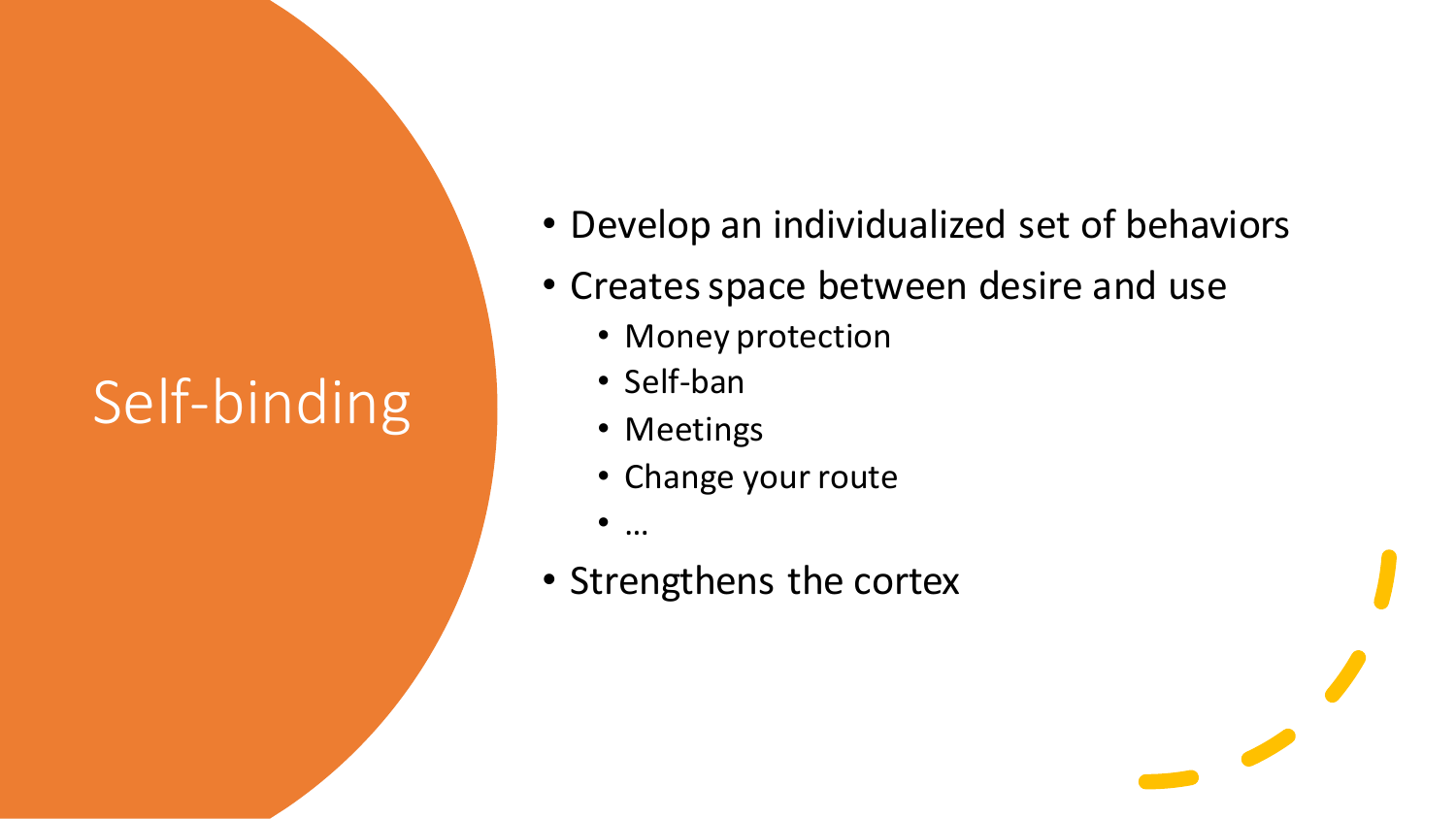# Self-binding

- Develop an individualized set of behaviors
- Creates space between desire and use
  - Money protection
  - Self-ban
  - Meetings
  - Change your route
  - …
- Strengthens the cortex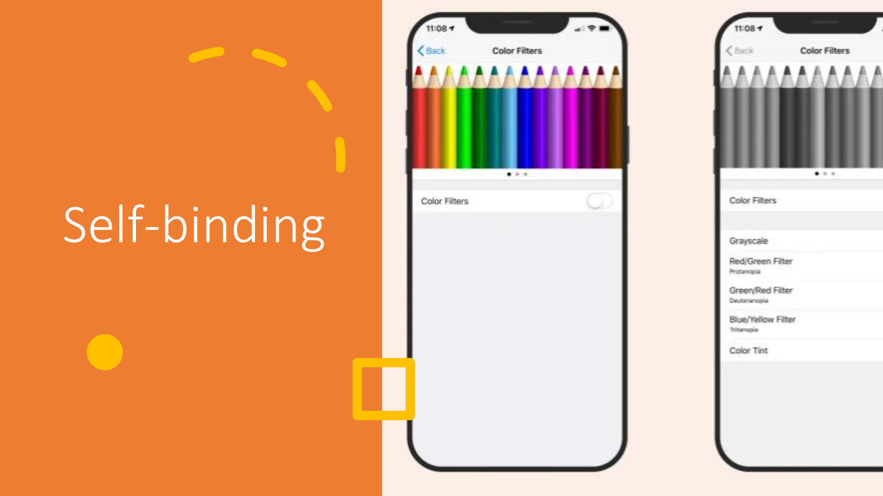# Self-binding

Color Filters

Color Filters

Color Filters

Color Filters

Grayscale

Red/Green Filter
Protanopia

Green/Red Filter
Deuteranopia

Blue/Yellow Filter
Tritanopia

Color Tint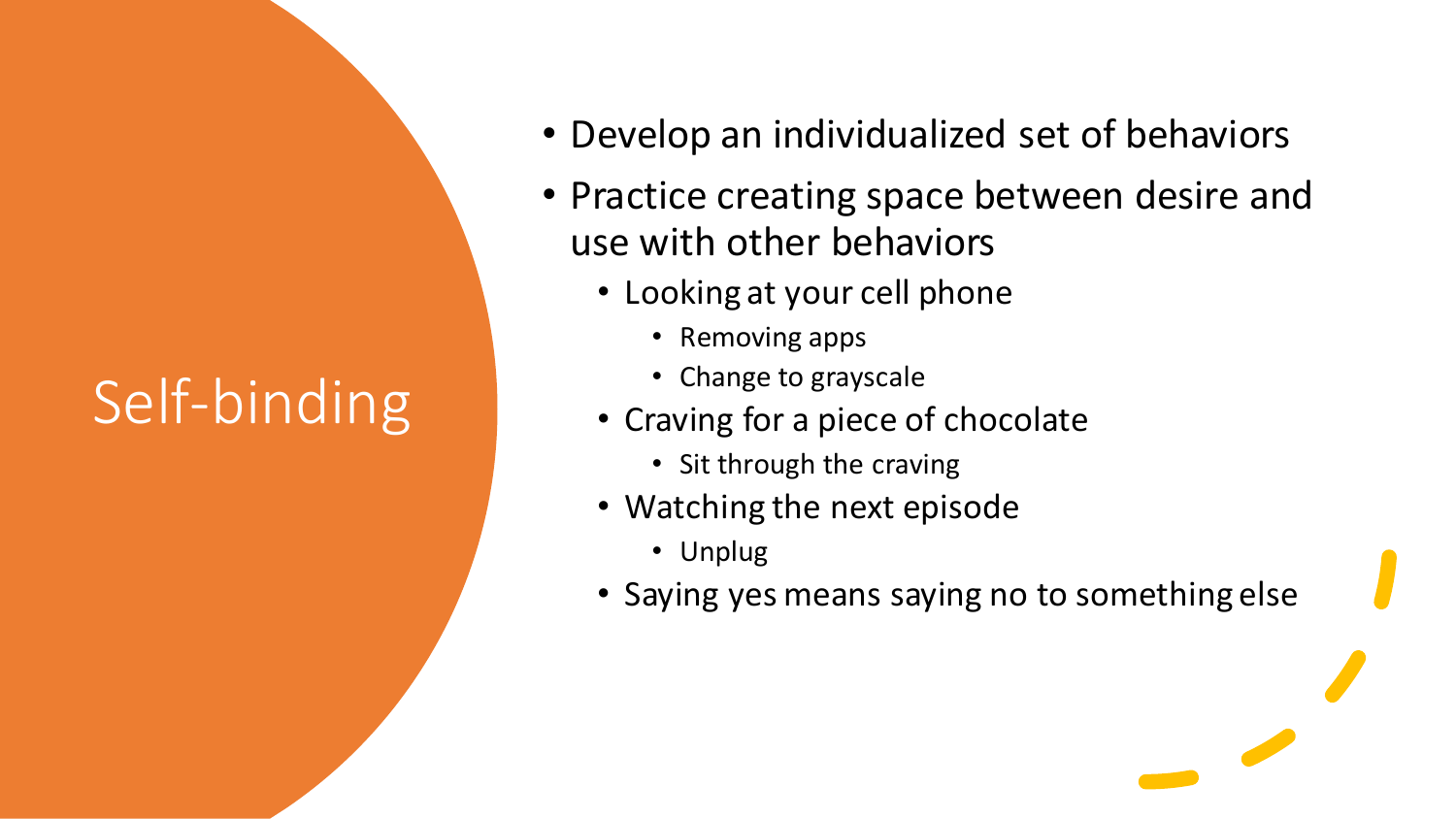# Self-binding

- Develop an individualized set of behaviors
- Practice creating space between desire and use with other behaviors
  - Looking at your cell phone
    - Removing apps
    - Change to grayscale
  - Craving for a piece of chocolate
    - Sit through the craving
  - Watching the next episode
    - Unplug
  - Saying yes means saying no to something else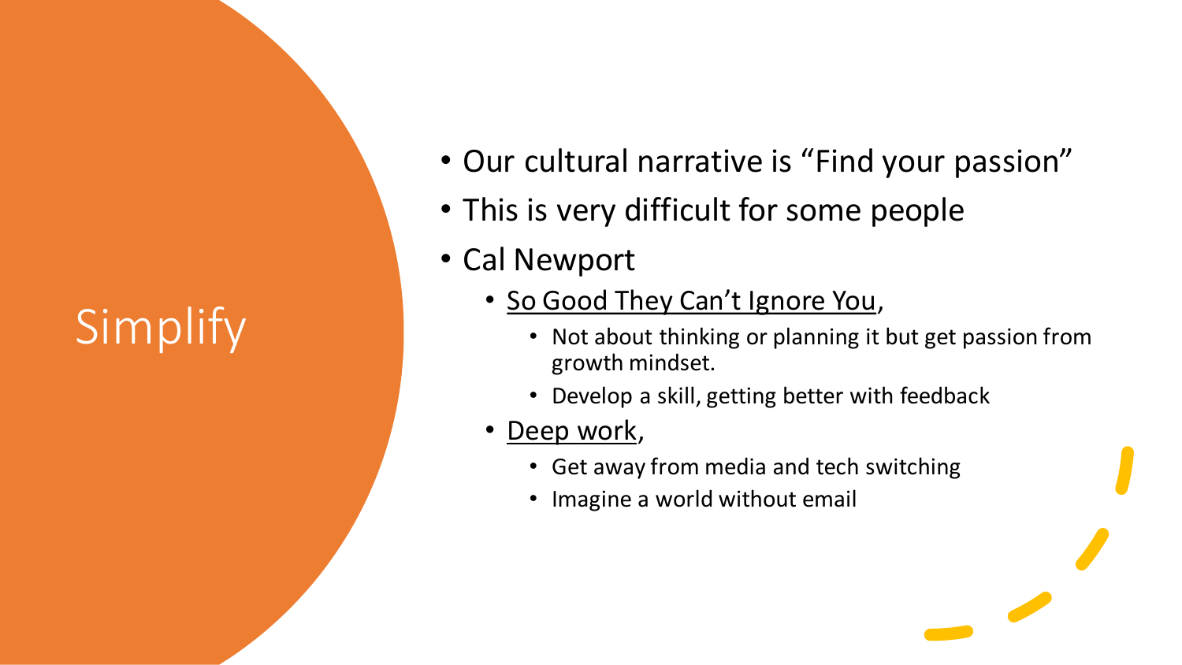# Simplify

- Our cultural narrative is "Find your passion"
- This is very difficult for some people
- Cal Newport
  - So Good They Can't Ignore You,
    - Not about thinking or planning it but get passion from growth mindset.
    - Develop a skill, getting better with feedback
  - Deep work,
    - Get away from media and tech switching
    - Imagine a world without email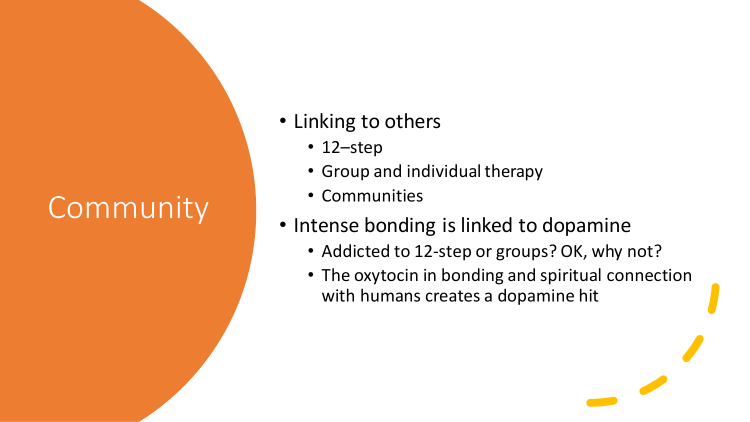# Community

- Linking to others
  - 12–step
  - Group and individual therapy
  - Communities
- Intense bonding is linked to dopamine
  - Addicted to 12-step or groups? OK, why not?
  - The oxytocin in bonding and spiritual connection with humans creates a dopamine hit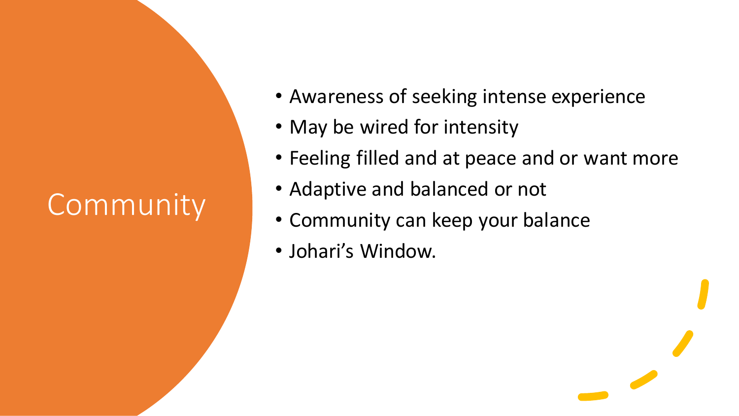# Community

- Awareness of seeking intense experience
- May be wired for intensity
- Feeling filled and at peace and or want more
- Adaptive and balanced or not
- Community can keep your balance
- Johari's Window.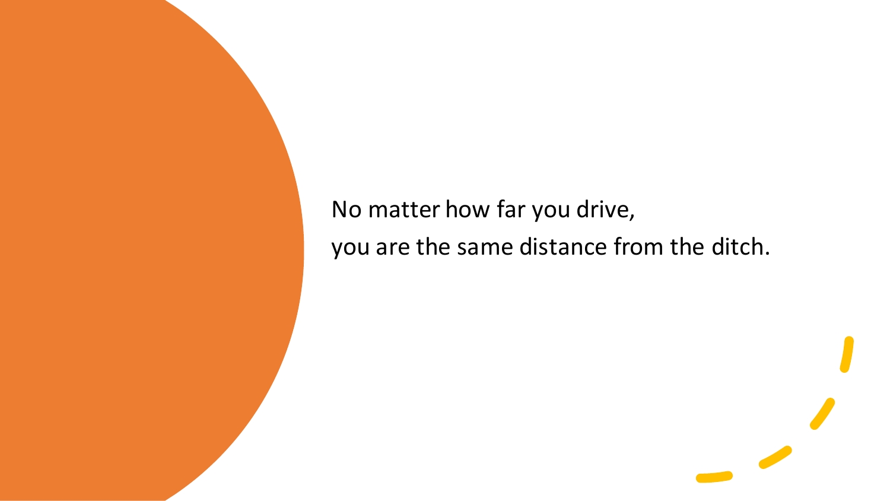No matter how far you drive,
you are the same distance from the ditch.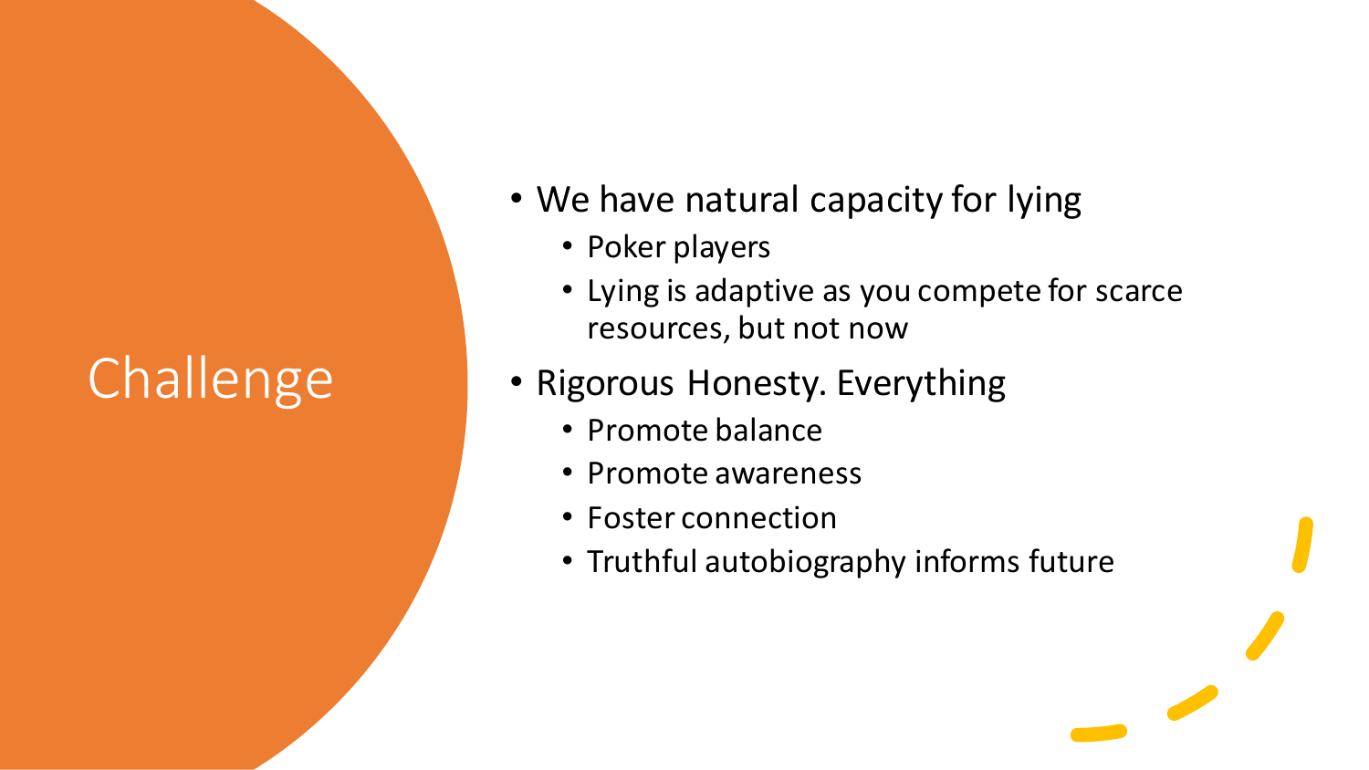# Challenge

- We have natural capacity for lying
  - Poker players
  - Lying is adaptive as you compete for scarce resources, but not now
- Rigorous Honesty. Everything
  - Promote balance
  - Promote awareness
  - Foster connection
  - Truthful autobiography informs future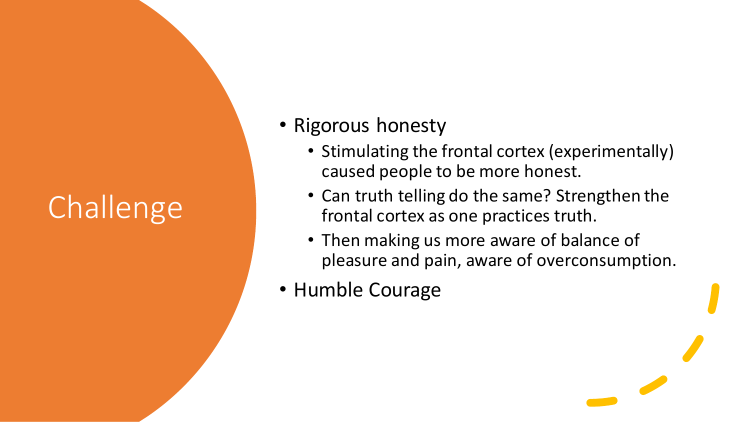# Challenge

- Rigorous honesty
  - Stimulating the frontal cortex (experimentally) caused people to be more honest.
  - Can truth telling do the same? Strengthen the frontal cortex as one practices truth.
  - Then making us more aware of balance of pleasure and pain, aware of overconsumption.
- Humble Courage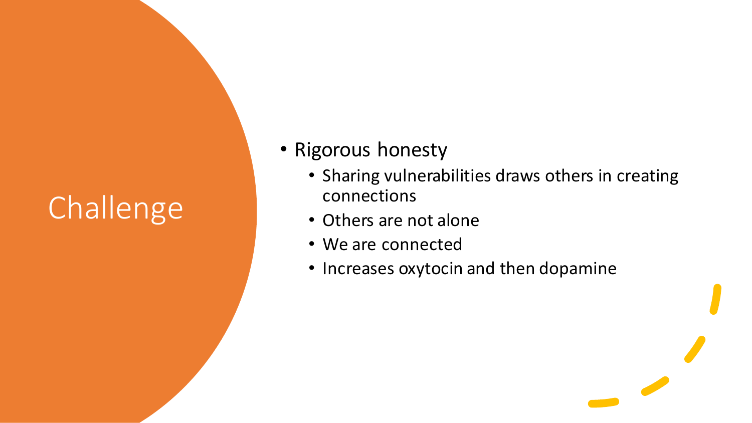# Challenge

- Rigorous honesty
  - Sharing vulnerabilities draws others in creating connections
  - Others are not alone
  - We are connected
  - Increases oxytocin and then dopamine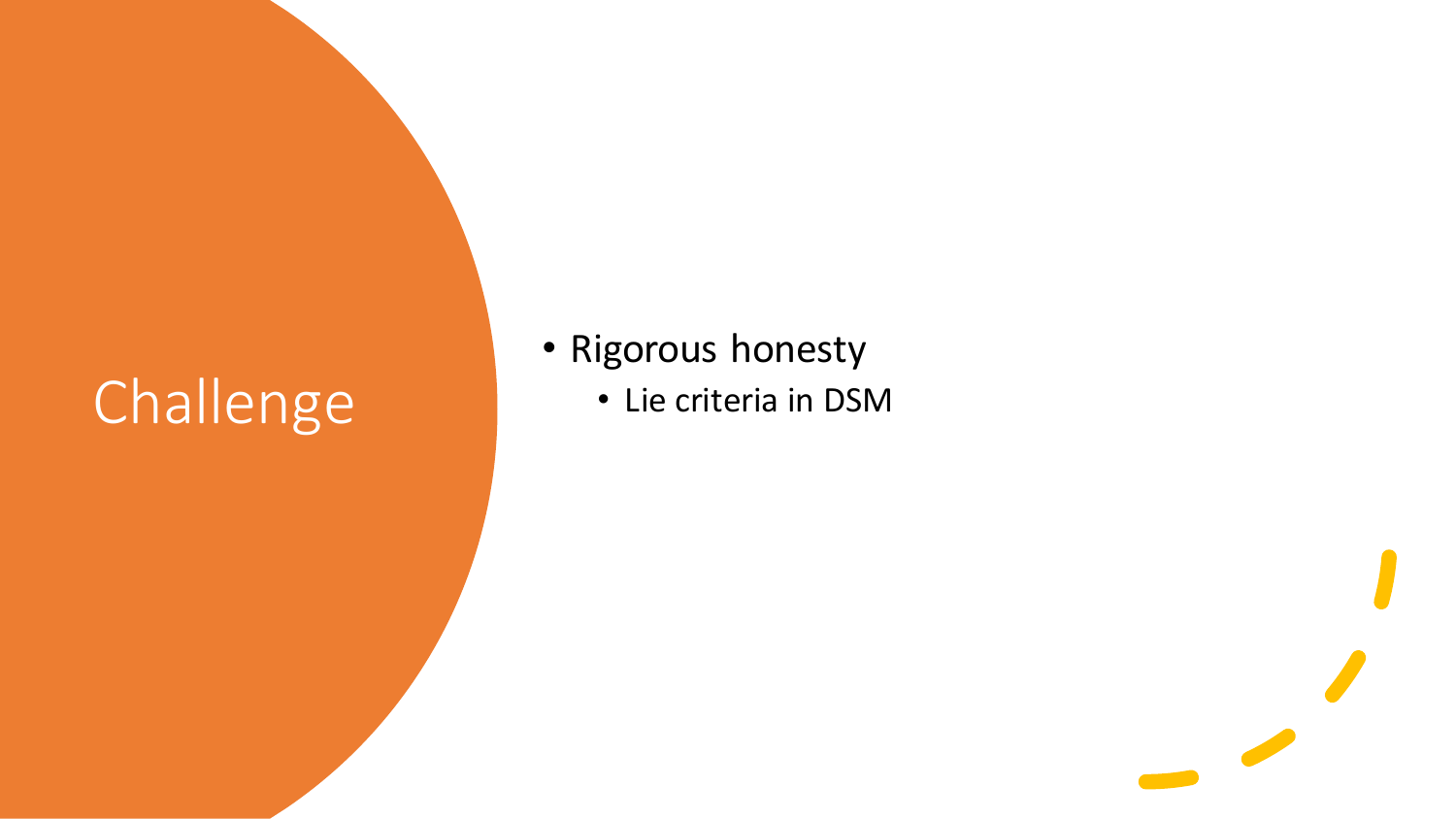# Challenge

- Rigorous honesty
  - Lie criteria in DSM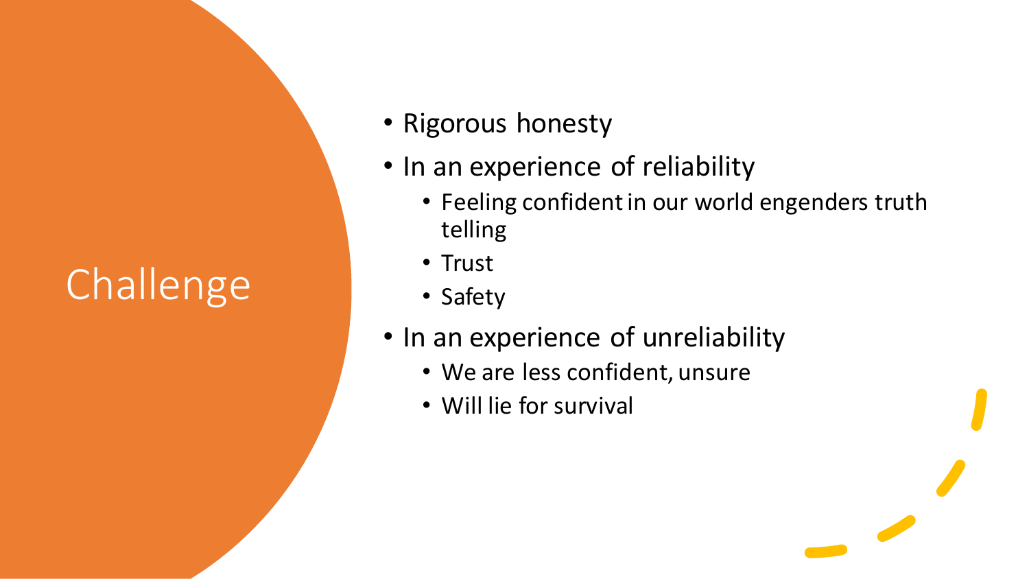# Challenge

- Rigorous honesty
- In an experience of reliability
  - Feeling confident in our world engenders truth telling
  - Trust
  - Safety
- In an experience of unreliability
  - We are less confident, unsure
  - Will lie for survival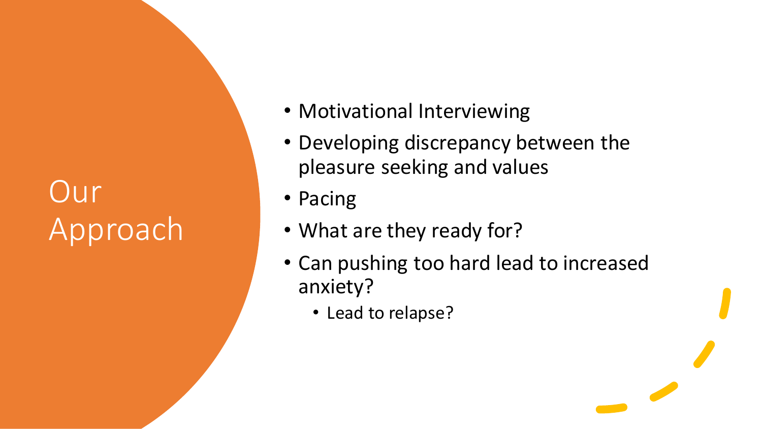# Our Approach

- Motivational Interviewing
- Developing discrepancy between the pleasure seeking and values
- Pacing
- What are they ready for?
- Can pushing too hard lead to increased anxiety?
  - Lead to relapse?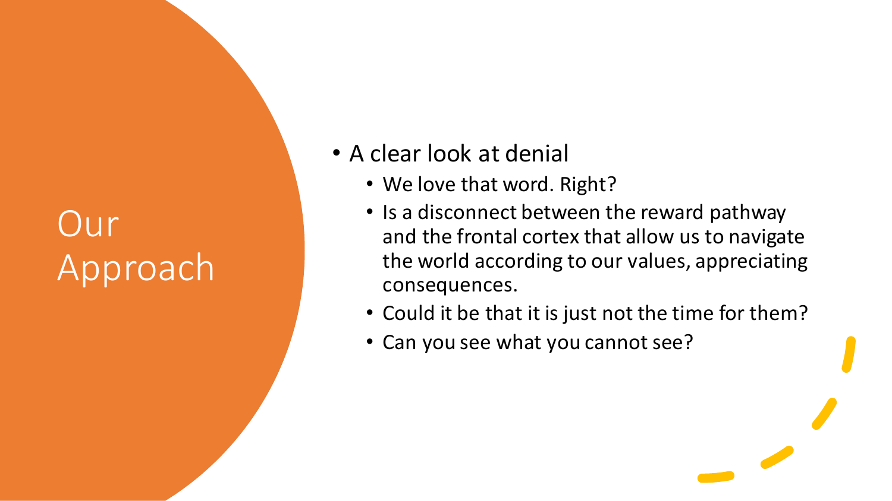# Our Approach

- A clear look at denial
  - We love that word. Right?
  - Is a disconnect between the reward pathway and the frontal cortex that allow us to navigate the world according to our values, appreciating consequences.
  - Could it be that it is just not the time for them?
  - Can you see what you cannot see?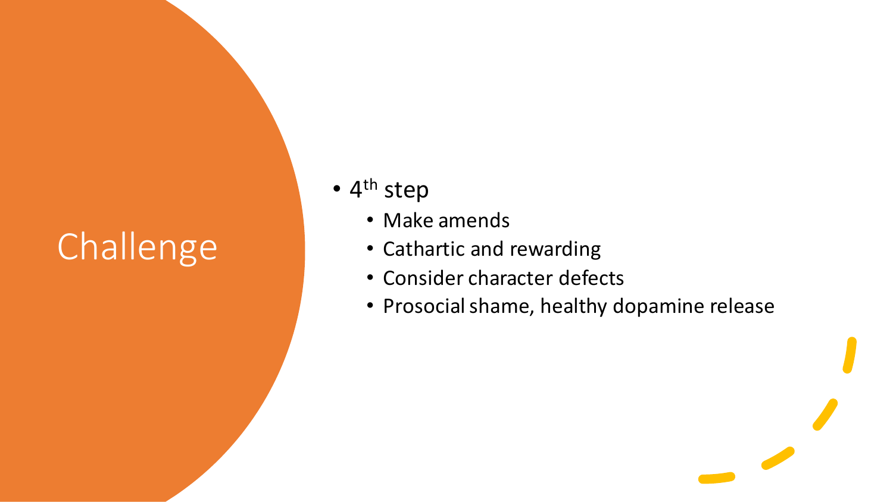# Challenge

- 4th step
  - Make amends
  - Cathartic and rewarding
  - Consider character defects
  - Prosocial shame, healthy dopamine release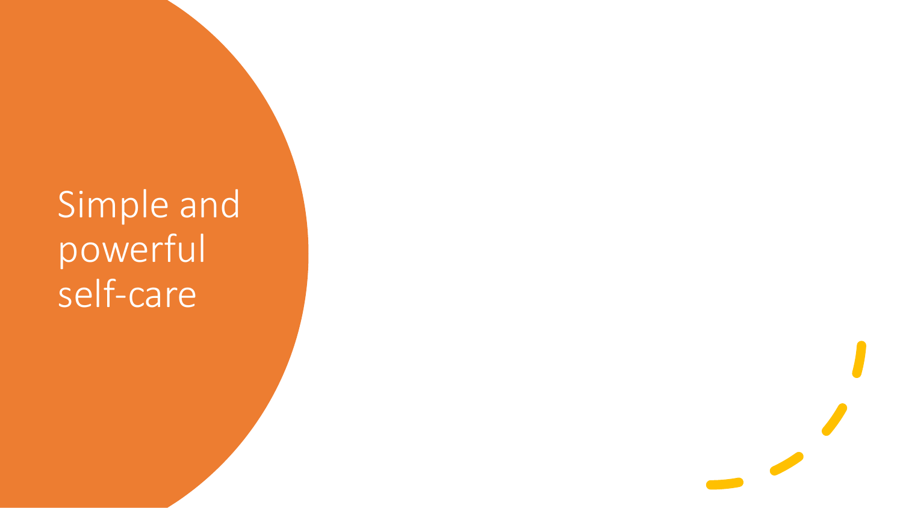# Simple and powerful self-care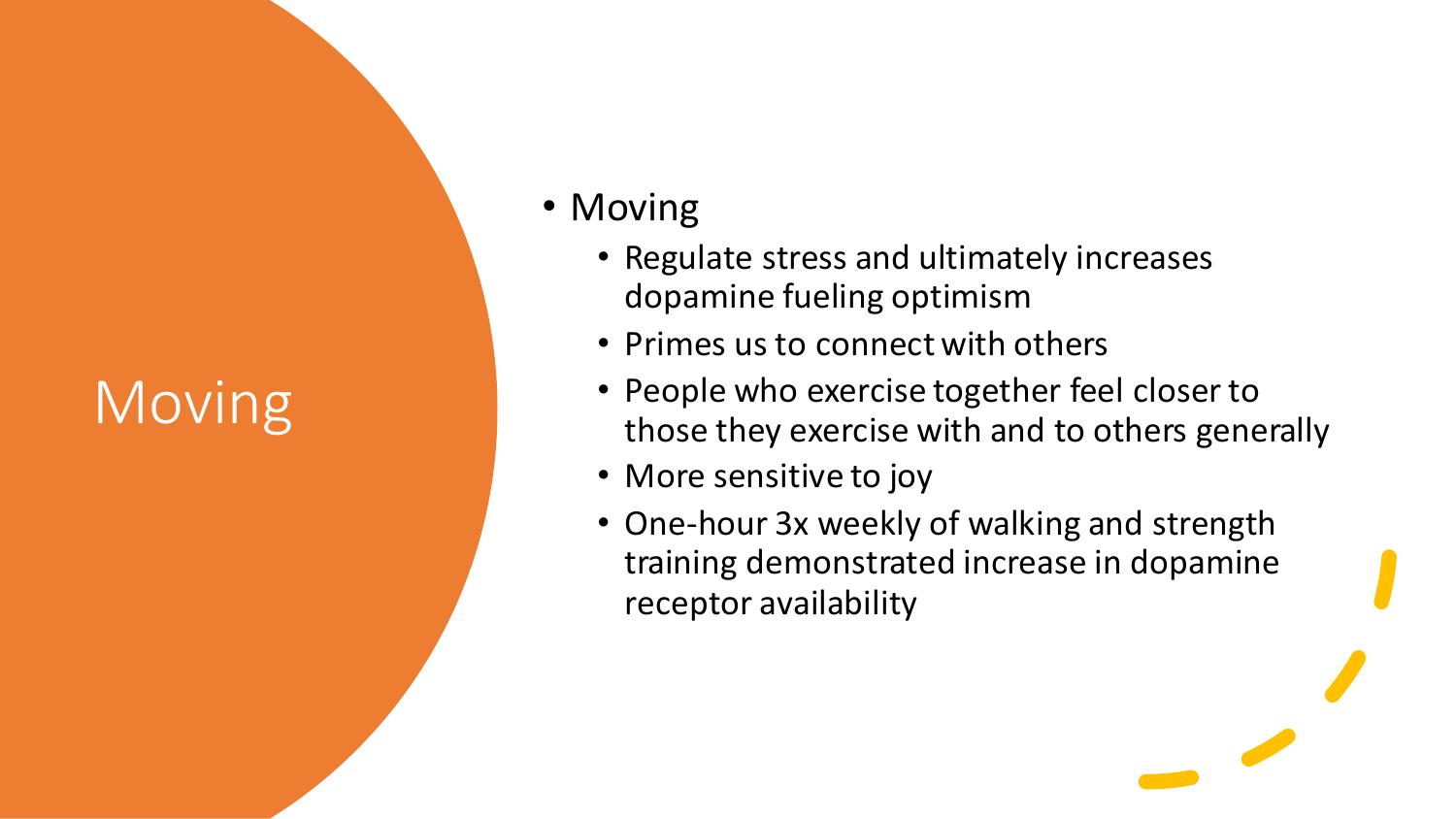# Moving

- Moving
  - Regulate stress and ultimately increases dopamine fueling optimism
  - Primes us to connect with others
  - People who exercise together feel closer to those they exercise with and to others generally
  - More sensitive to joy
  - One-hour 3x weekly of walking and strength training demonstrated increase in dopamine receptor availability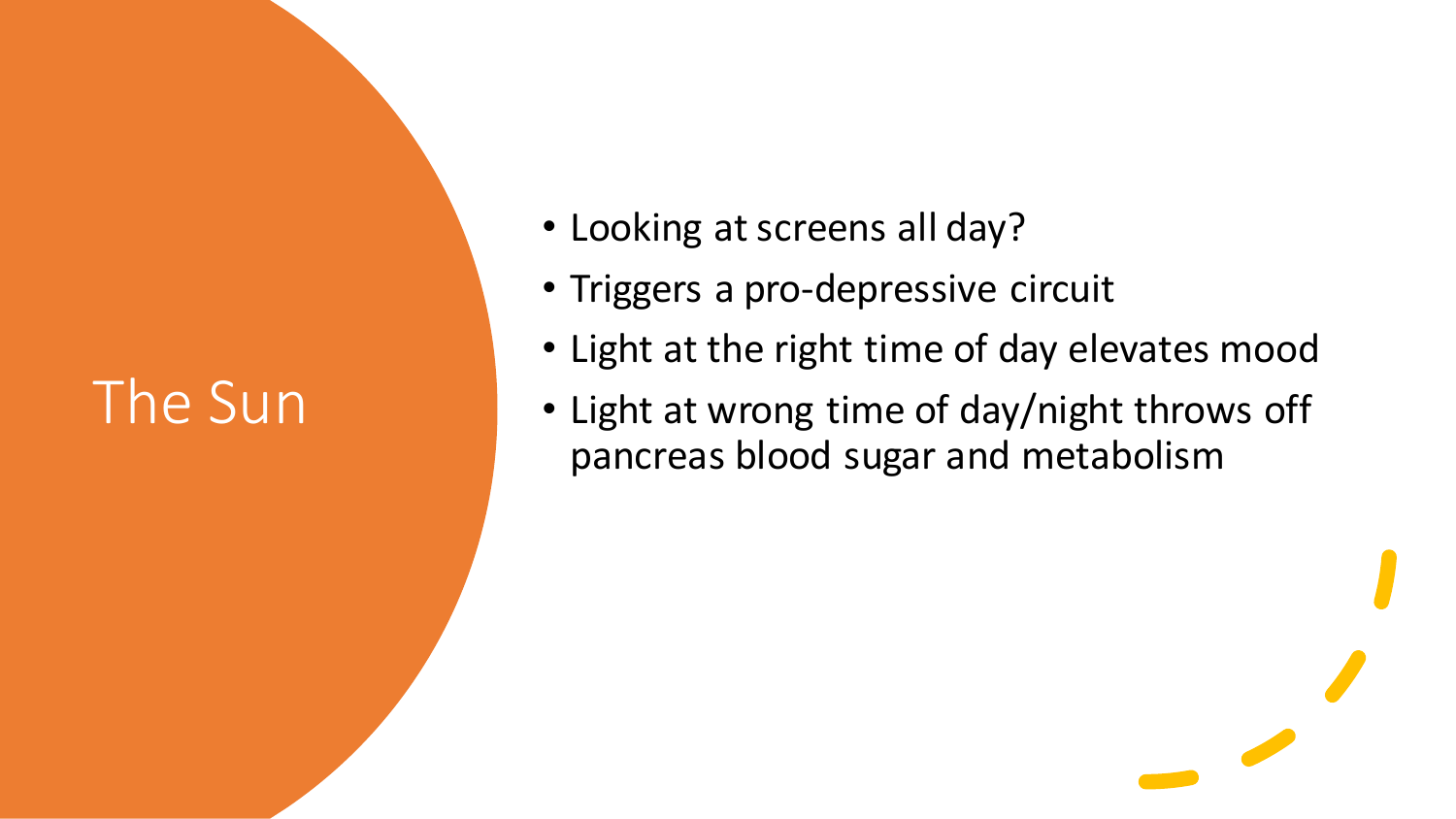# The Sun

- Looking at screens all day?
- Triggers a pro-depressive circuit
- Light at the right time of day elevates mood
- Light at wrong time of day/night throws off pancreas blood sugar and metabolism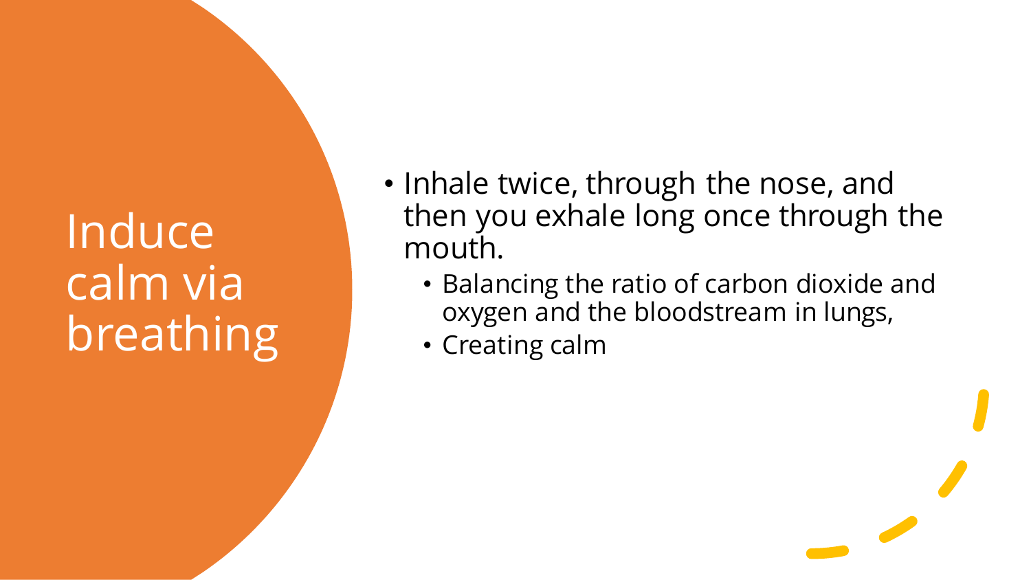# Induce calm via breathing

- Inhale twice, through the nose, and then you exhale long once through the mouth.
  - Balancing the ratio of carbon dioxide and oxygen and the bloodstream in lungs,
  - Creating calm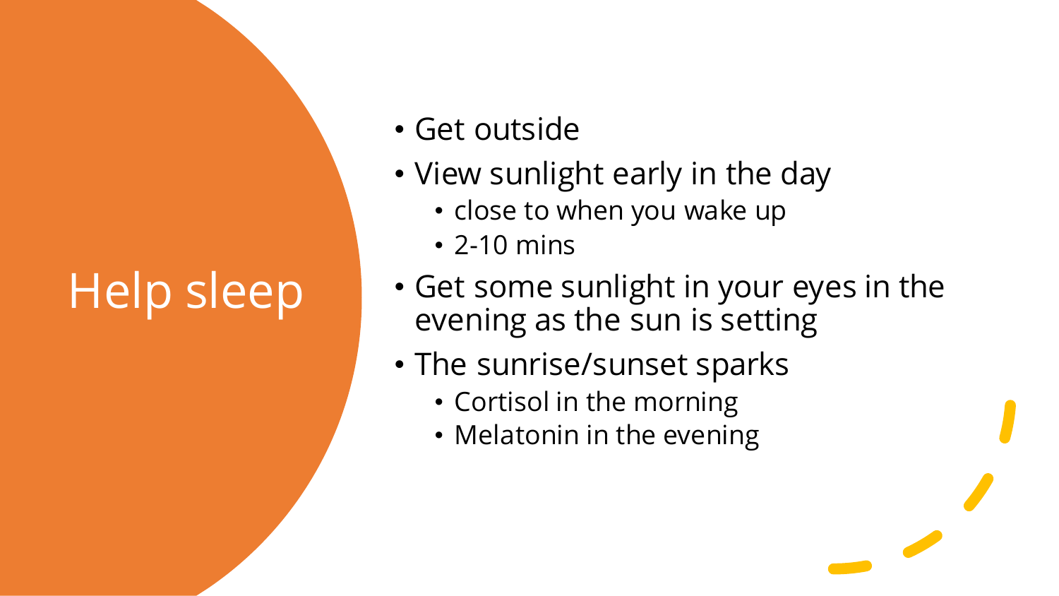# Help sleep

- Get outside
- View sunlight early in the day
  - close to when you wake up
  - 2-10 mins
- Get some sunlight in your eyes in the evening as the sun is setting
- The sunrise/sunset sparks
  - Cortisol in the morning
  - Melatonin in the evening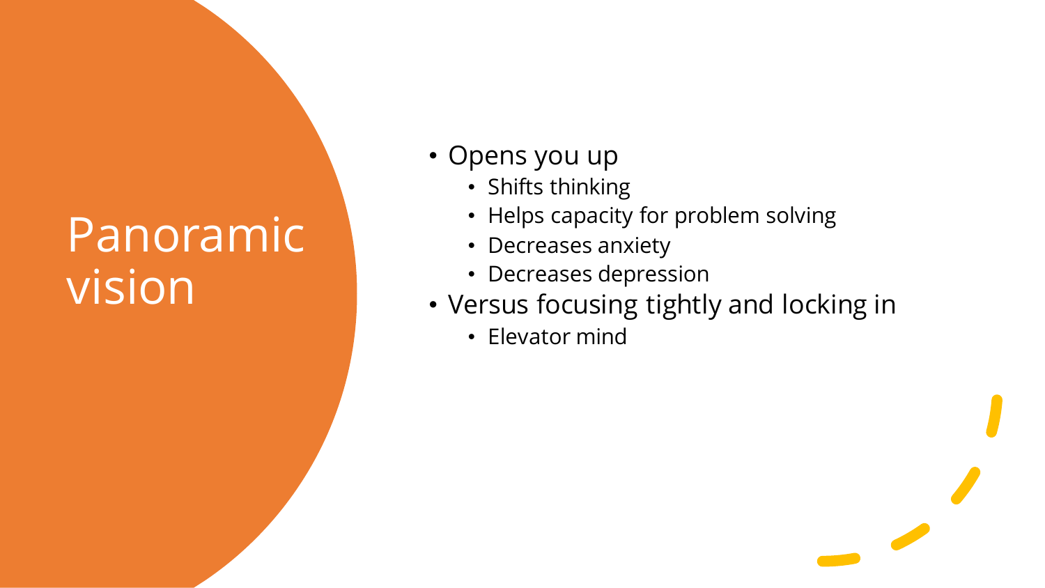# Panoramic vision

- Opens you up
  - Shifts thinking
  - Helps capacity for problem solving
  - Decreases anxiety
  - Decreases depression
- Versus focusing tightly and locking in
  - Elevator mind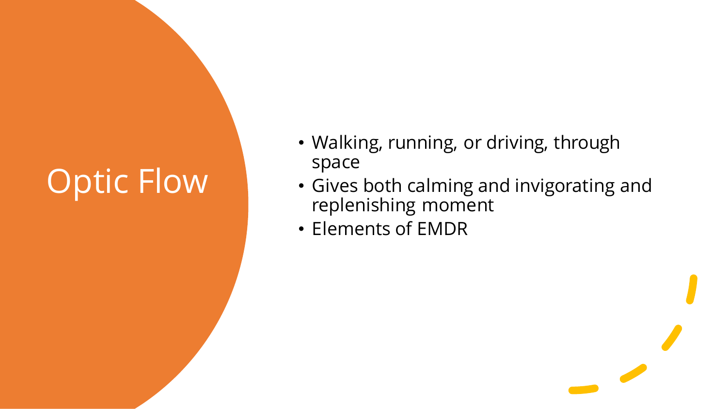# Optic Flow

- Walking, running, or driving, through space
- Gives both calming and invigorating and replenishing moment
- Elements of EMDR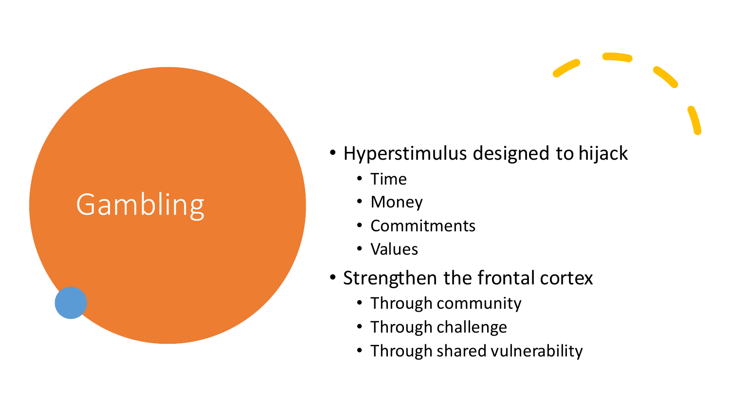# Gambling

- Hyperstimulus designed to hijack
  - Time
  - Money
  - Commitments
  - Values
- Strengthen the frontal cortex
  - Through community
  - Through challenge
  - Through shared vulnerability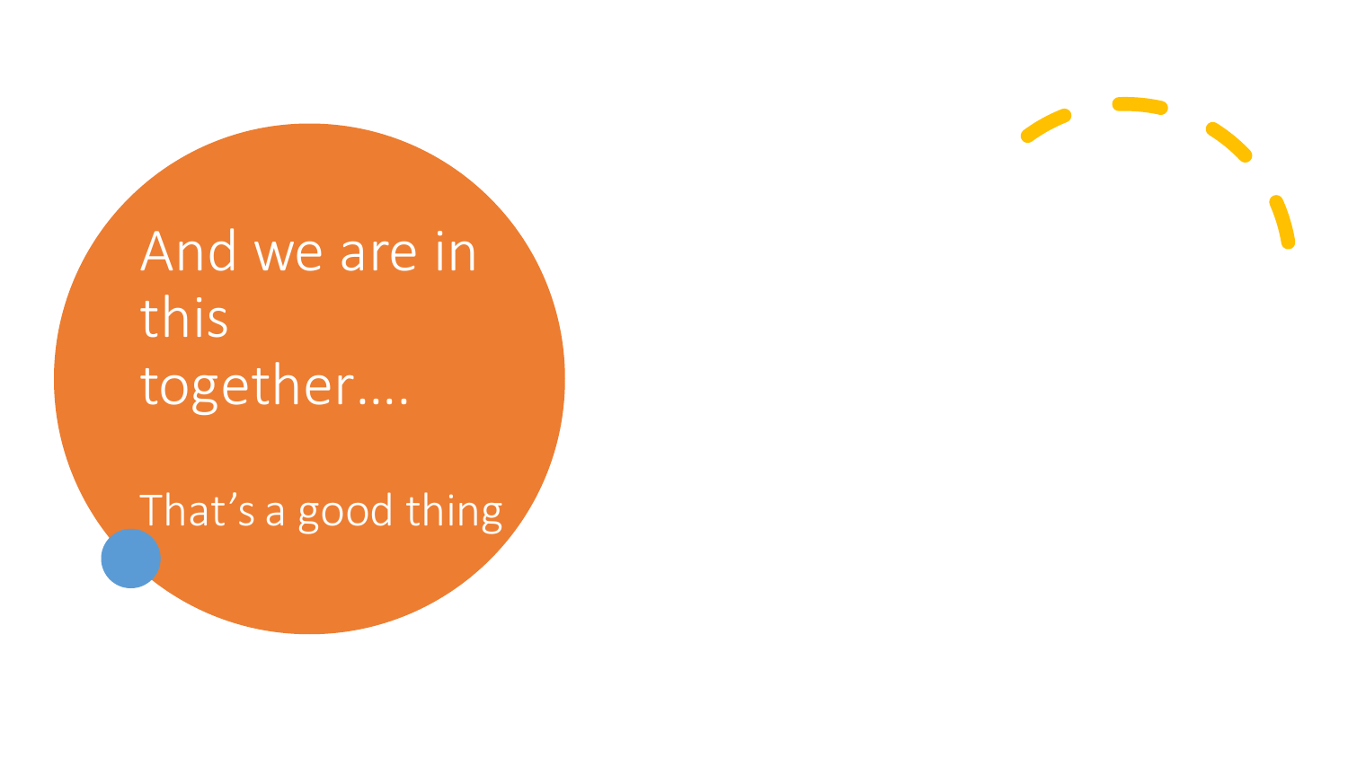# And we are in this together….

That's a good thing